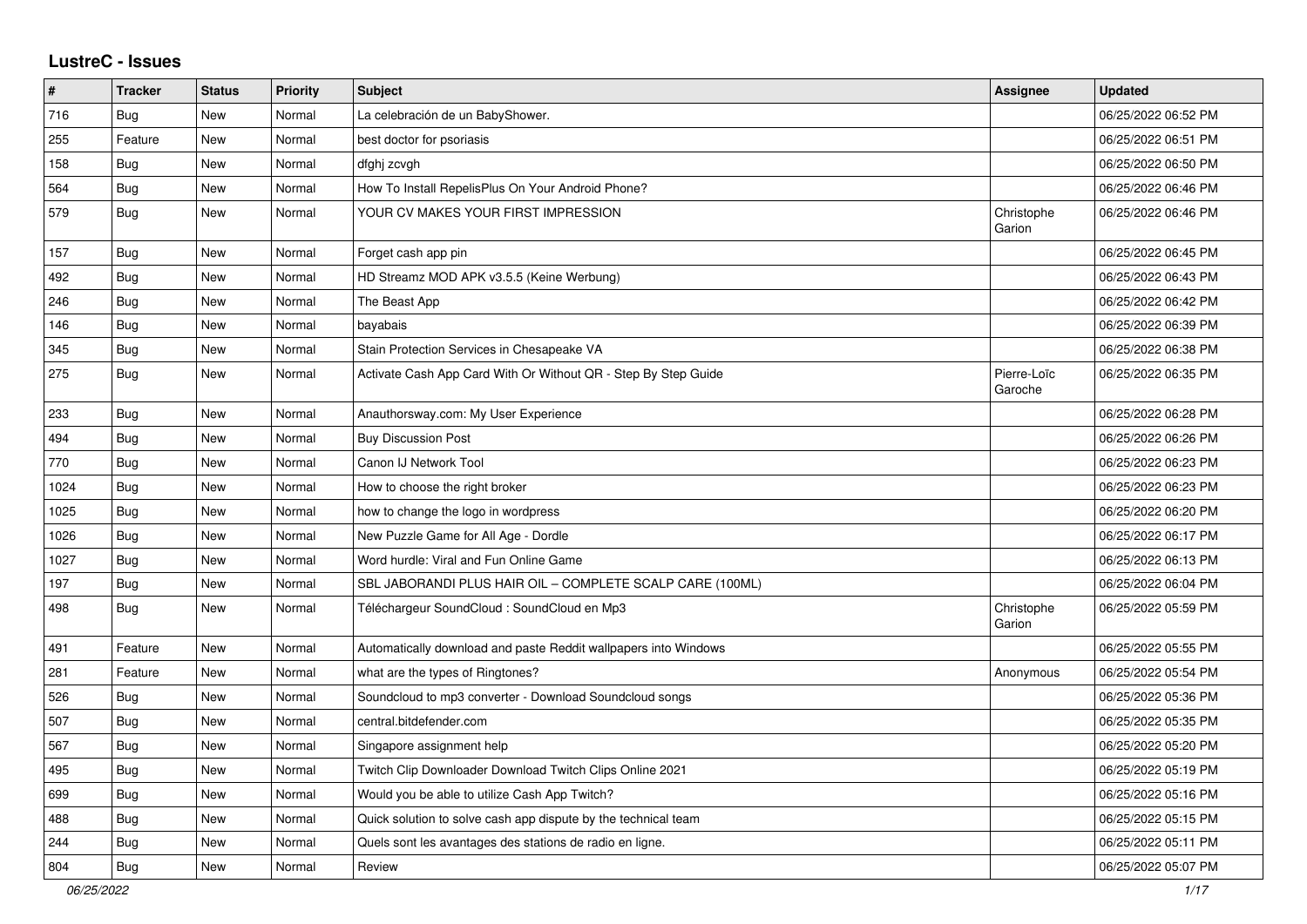## LustreC - Issues

| # | Tracker | Status | Priority | Subject | Assignee | Updated |
|---|---|---|---|---|---|---|
| 716 | Bug | New | Normal | La celebración de un BabyShower. | | 06/25/2022 06:52 PM |
| 255 | Feature | New | Normal | best doctor for psoriasis | | 06/25/2022 06:51 PM |
| 158 | Bug | New | Normal | dfghj zcvgh | | 06/25/2022 06:50 PM |
| 564 | Bug | New | Normal | How To Install RepelisPlus On Your Android Phone? | | 06/25/2022 06:46 PM |
| 579 | Bug | New | Normal | YOUR CV MAKES YOUR FIRST IMPRESSION | Christophe Garion | 06/25/2022 06:46 PM |
| 157 | Bug | New | Normal | Forget cash app pin | | 06/25/2022 06:45 PM |
| 492 | Bug | New | Normal | HD Streamz MOD APK v3.5.5 (Keine Werbung) | | 06/25/2022 06:43 PM |
| 246 | Bug | New | Normal | The Beast App | | 06/25/2022 06:42 PM |
| 146 | Bug | New | Normal | bayabais | | 06/25/2022 06:39 PM |
| 345 | Bug | New | Normal | Stain Protection Services in Chesapeake VA | | 06/25/2022 06:38 PM |
| 275 | Bug | New | Normal | Activate Cash App Card With Or Without QR - Step By Step Guide | Pierre-Loïc Garoche | 06/25/2022 06:35 PM |
| 233 | Bug | New | Normal | Anauthorsway.com: My User Experience | | 06/25/2022 06:28 PM |
| 494 | Bug | New | Normal | Buy Discussion Post | | 06/25/2022 06:26 PM |
| 770 | Bug | New | Normal | Canon IJ Network Tool | | 06/25/2022 06:23 PM |
| 1024 | Bug | New | Normal | How to choose the right broker | | 06/25/2022 06:23 PM |
| 1025 | Bug | New | Normal | how to change the logo in wordpress | | 06/25/2022 06:20 PM |
| 1026 | Bug | New | Normal | New Puzzle Game for All Age - Dordle | | 06/25/2022 06:17 PM |
| 1027 | Bug | New | Normal | Word hurdle: Viral and Fun Online Game | | 06/25/2022 06:13 PM |
| 197 | Bug | New | Normal | SBL JABORANDI PLUS HAIR OIL – COMPLETE SCALP CARE (100ML) | | 06/25/2022 06:04 PM |
| 498 | Bug | New | Normal | Téléchargeur SoundCloud : SoundCloud en Mp3 | Christophe Garion | 06/25/2022 05:59 PM |
| 491 | Feature | New | Normal | Automatically download and paste Reddit wallpapers into Windows | | 06/25/2022 05:55 PM |
| 281 | Feature | New | Normal | what are the types of Ringtones? | Anonymous | 06/25/2022 05:54 PM |
| 526 | Bug | New | Normal | Soundcloud to mp3 converter - Download Soundcloud songs | | 06/25/2022 05:36 PM |
| 507 | Bug | New | Normal | central.bitdefender.com | | 06/25/2022 05:35 PM |
| 567 | Bug | New | Normal | Singapore assignment help | | 06/25/2022 05:20 PM |
| 495 | Bug | New | Normal | Twitch Clip Downloader Download Twitch Clips Online 2021 | | 06/25/2022 05:19 PM |
| 699 | Bug | New | Normal | Would you be able to utilize Cash App Twitch? | | 06/25/2022 05:16 PM |
| 488 | Bug | New | Normal | Quick solution to solve cash app dispute by the technical team | | 06/25/2022 05:15 PM |
| 244 | Bug | New | Normal | Quels sont les avantages des stations de radio en ligne. | | 06/25/2022 05:11 PM |
| 804 | Bug | New | Normal | Review | | 06/25/2022 05:07 PM |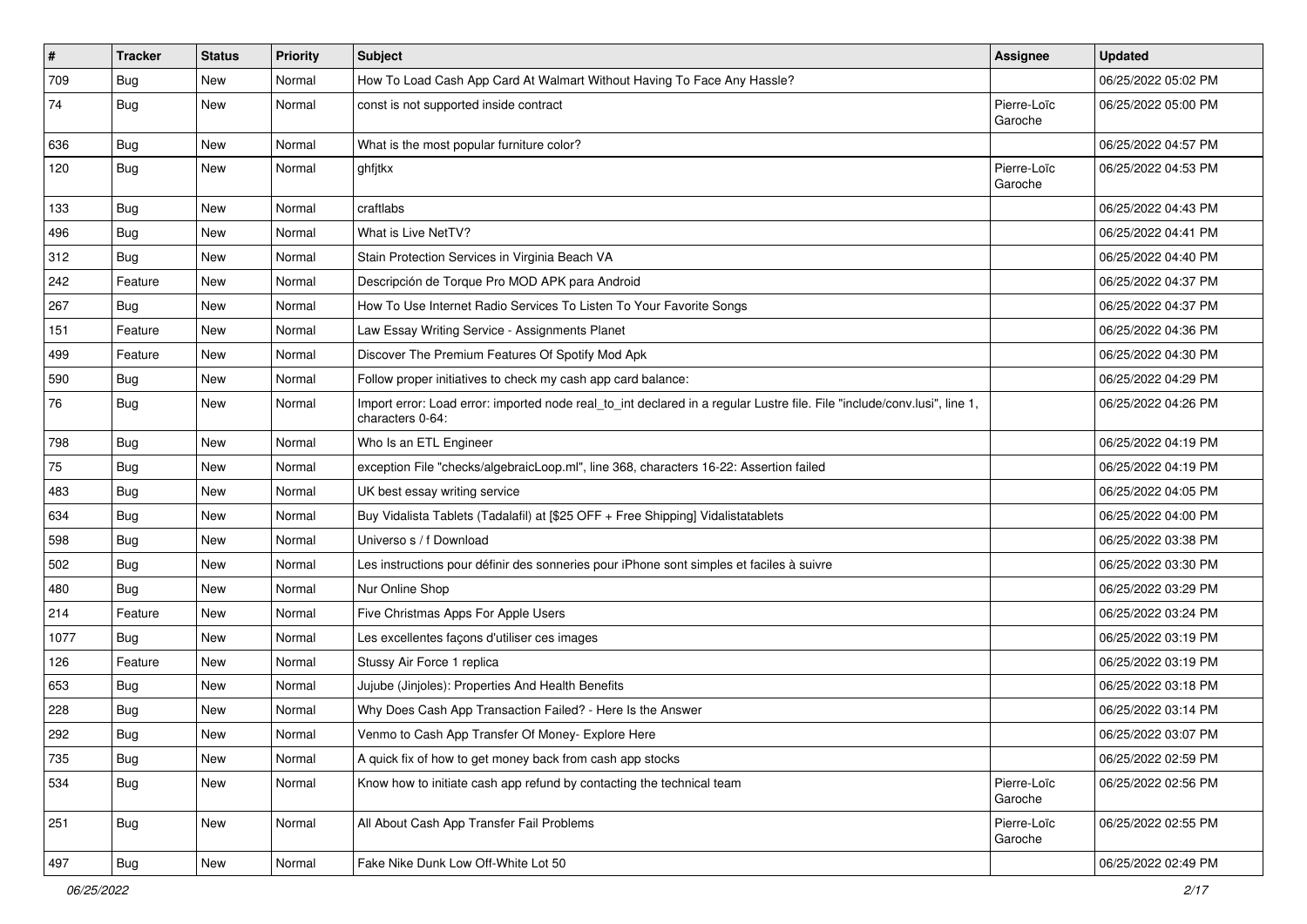| # | Tracker | Status | Priority | Subject | Assignee | Updated |
|---|---|---|---|---|---|---|
| 709 | Bug | New | Normal | How To Load Cash App Card At Walmart Without Having To Face Any Hassle? | | 06/25/2022 05:02 PM |
| 74 | Bug | New | Normal | const is not supported inside contract | Pierre-Loïc Garoche | 06/25/2022 05:00 PM |
| 636 | Bug | New | Normal | What is the most popular furniture color? | | 06/25/2022 04:57 PM |
| 120 | Bug | New | Normal | ghfjtkx | Pierre-Loïc Garoche | 06/25/2022 04:53 PM |
| 133 | Bug | New | Normal | craftlabs | | 06/25/2022 04:43 PM |
| 496 | Bug | New | Normal | What is Live NetTV? | | 06/25/2022 04:41 PM |
| 312 | Bug | New | Normal | Stain Protection Services in Virginia Beach VA | | 06/25/2022 04:40 PM |
| 242 | Feature | New | Normal | Descripción de Torque Pro MOD APK para Android | | 06/25/2022 04:37 PM |
| 267 | Bug | New | Normal | How To Use Internet Radio Services To Listen To Your Favorite Songs | | 06/25/2022 04:37 PM |
| 151 | Feature | New | Normal | Law Essay Writing Service - Assignments Planet | | 06/25/2022 04:36 PM |
| 499 | Feature | New | Normal | Discover The Premium Features Of Spotify Mod Apk | | 06/25/2022 04:30 PM |
| 590 | Bug | New | Normal | Follow proper initiatives to check my cash app card balance: | | 06/25/2022 04:29 PM |
| 76 | Bug | New | Normal | Import error: Load error: imported node real_to_int declared in a regular Lustre file. File "include/conv.lusi", line 1, characters 0-64: | | 06/25/2022 04:26 PM |
| 798 | Bug | New | Normal | Who Is an ETL Engineer | | 06/25/2022 04:19 PM |
| 75 | Bug | New | Normal | exception File "checks/algebraicLoop.ml", line 368, characters 16-22: Assertion failed | | 06/25/2022 04:19 PM |
| 483 | Bug | New | Normal | UK best essay writing service | | 06/25/2022 04:05 PM |
| 634 | Bug | New | Normal | Buy Vidalista Tablets (Tadalafil) at [$25 OFF + Free Shipping] Vidalistatablets | | 06/25/2022 04:00 PM |
| 598 | Bug | New | Normal | Universo s / f Download | | 06/25/2022 03:38 PM |
| 502 | Bug | New | Normal | Les instructions pour définir des sonneries pour iPhone sont simples et faciles à suivre | | 06/25/2022 03:30 PM |
| 480 | Bug | New | Normal | Nur Online Shop | | 06/25/2022 03:29 PM |
| 214 | Feature | New | Normal | Five Christmas Apps For Apple Users | | 06/25/2022 03:24 PM |
| 1077 | Bug | New | Normal | Les excellentes façons d'utiliser ces images | | 06/25/2022 03:19 PM |
| 126 | Feature | New | Normal | Stussy Air Force 1 replica | | 06/25/2022 03:19 PM |
| 653 | Bug | New | Normal | Jujube (Jinjoles): Properties And Health Benefits | | 06/25/2022 03:18 PM |
| 228 | Bug | New | Normal | Why Does Cash App Transaction Failed? - Here Is the Answer | | 06/25/2022 03:14 PM |
| 292 | Bug | New | Normal | Venmo to Cash App Transfer Of Money- Explore Here | | 06/25/2022 03:07 PM |
| 735 | Bug | New | Normal | A quick fix of how to get money back from cash app stocks | | 06/25/2022 02:59 PM |
| 534 | Bug | New | Normal | Know how to initiate cash app refund by contacting the technical team | Pierre-Loïc Garoche | 06/25/2022 02:56 PM |
| 251 | Bug | New | Normal | All About Cash App Transfer Fail Problems | Pierre-Loïc Garoche | 06/25/2022 02:55 PM |
| 497 | Bug | New | Normal | Fake Nike Dunk Low Off-White Lot 50 | | 06/25/2022 02:49 PM |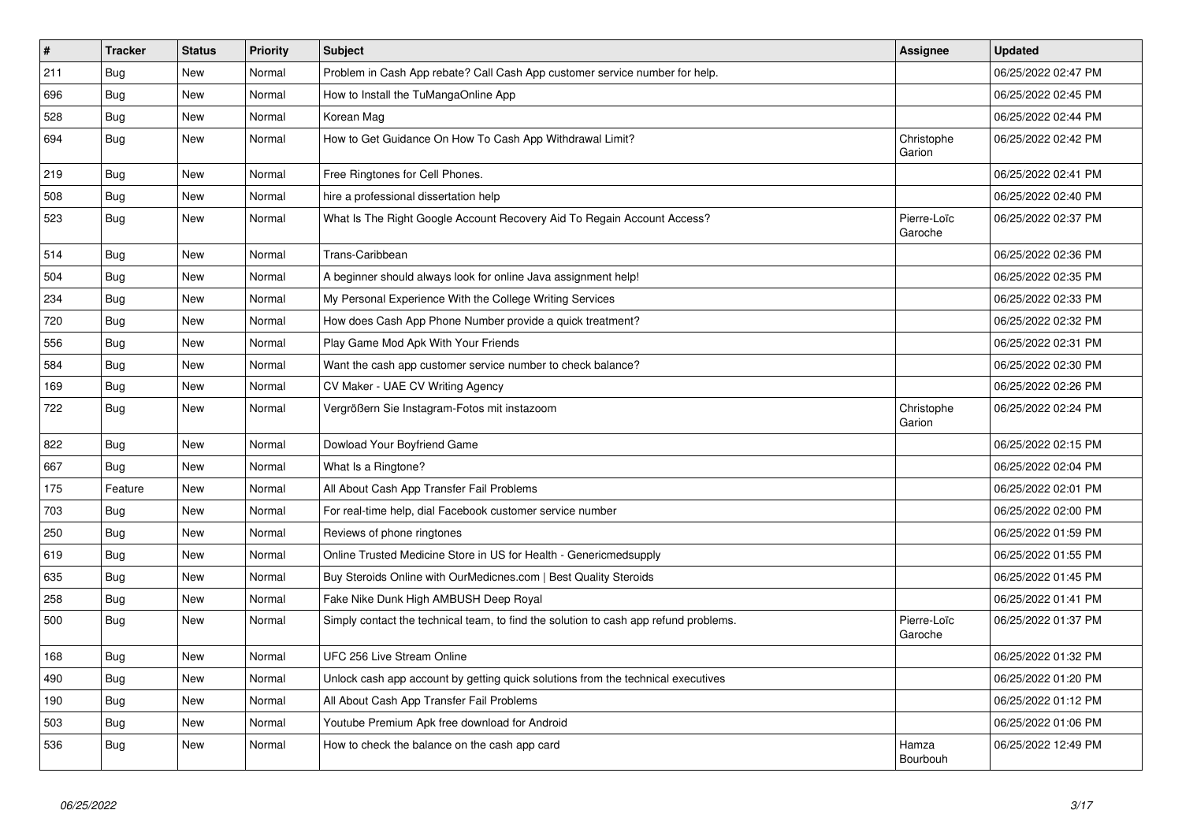| # | Tracker | Status | Priority | Subject | Assignee | Updated |
|---|---|---|---|---|---|---|
| 211 | Bug | New | Normal | Problem in Cash App rebate? Call Cash App customer service number for help. | | 06/25/2022 02:47 PM |
| 696 | Bug | New | Normal | How to Install the TuMangaOnline App | | 06/25/2022 02:45 PM |
| 528 | Bug | New | Normal | Korean Mag | | 06/25/2022 02:44 PM |
| 694 | Bug | New | Normal | How to Get Guidance On How To Cash App Withdrawal Limit? | Christophe Garion | 06/25/2022 02:42 PM |
| 219 | Bug | New | Normal | Free Ringtones for Cell Phones. | | 06/25/2022 02:41 PM |
| 508 | Bug | New | Normal | hire a professional dissertation help | | 06/25/2022 02:40 PM |
| 523 | Bug | New | Normal | What Is The Right Google Account Recovery Aid To Regain Account Access? | Pierre-Loïc Garoche | 06/25/2022 02:37 PM |
| 514 | Bug | New | Normal | Trans-Caribbean | | 06/25/2022 02:36 PM |
| 504 | Bug | New | Normal | A beginner should always look for online Java assignment help! | | 06/25/2022 02:35 PM |
| 234 | Bug | New | Normal | My Personal Experience With the College Writing Services | | 06/25/2022 02:33 PM |
| 720 | Bug | New | Normal | How does Cash App Phone Number provide a quick treatment? | | 06/25/2022 02:32 PM |
| 556 | Bug | New | Normal | Play Game Mod Apk With Your Friends | | 06/25/2022 02:31 PM |
| 584 | Bug | New | Normal | Want the cash app customer service number to check balance? | | 06/25/2022 02:30 PM |
| 169 | Bug | New | Normal | CV Maker - UAE CV Writing Agency | | 06/25/2022 02:26 PM |
| 722 | Bug | New | Normal | Vergrößern Sie Instagram-Fotos mit instazoom | Christophe Garion | 06/25/2022 02:24 PM |
| 822 | Bug | New | Normal | Dowload Your Boyfriend Game | | 06/25/2022 02:15 PM |
| 667 | Bug | New | Normal | What Is a Ringtone? | | 06/25/2022 02:04 PM |
| 175 | Feature | New | Normal | All About Cash App Transfer Fail Problems | | 06/25/2022 02:01 PM |
| 703 | Bug | New | Normal | For real-time help, dial Facebook customer service number | | 06/25/2022 02:00 PM |
| 250 | Bug | New | Normal | Reviews of phone ringtones | | 06/25/2022 01:59 PM |
| 619 | Bug | New | Normal | Online Trusted Medicine Store in US for Health - Genericmedsupply | | 06/25/2022 01:55 PM |
| 635 | Bug | New | Normal | Buy Steroids Online with OurMedicnes.com \| Best Quality Steroids | | 06/25/2022 01:45 PM |
| 258 | Bug | New | Normal | Fake Nike Dunk High AMBUSH Deep Royal | | 06/25/2022 01:41 PM |
| 500 | Bug | New | Normal | Simply contact the technical team, to find the solution to cash app refund problems. | Pierre-Loïc Garoche | 06/25/2022 01:37 PM |
| 168 | Bug | New | Normal | UFC 256 Live Stream Online | | 06/25/2022 01:32 PM |
| 490 | Bug | New | Normal | Unlock cash app account by getting quick solutions from the technical executives | | 06/25/2022 01:20 PM |
| 190 | Bug | New | Normal | All About Cash App Transfer Fail Problems | | 06/25/2022 01:12 PM |
| 503 | Bug | New | Normal | Youtube Premium Apk free download for Android | | 06/25/2022 01:06 PM |
| 536 | Bug | New | Normal | How to check the balance on the cash app card | Hamza Bourbouh | 06/25/2022 12:49 PM |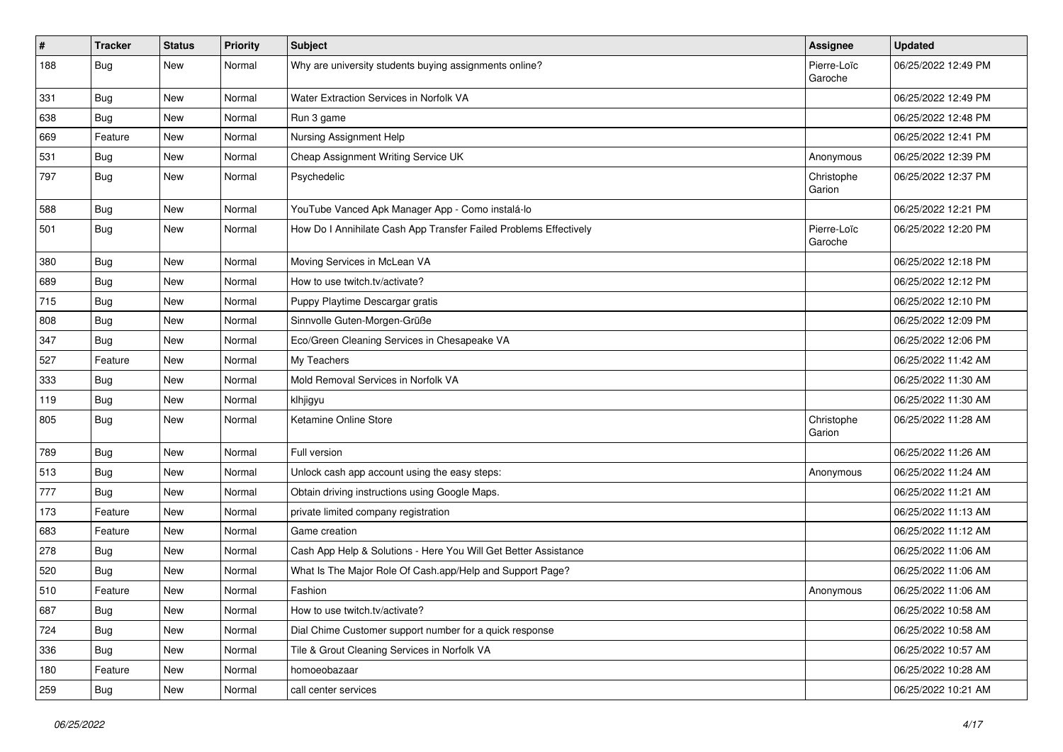| # | Tracker | Status | Priority | Subject | Assignee | Updated |
|---|---|---|---|---|---|---|
| 188 | Bug | New | Normal | Why are university students buying assignments online? | Pierre-Loïc Garoche | 06/25/2022 12:49 PM |
| 331 | Bug | New | Normal | Water Extraction Services in Norfolk VA | | 06/25/2022 12:49 PM |
| 638 | Bug | New | Normal | Run 3 game | | 06/25/2022 12:48 PM |
| 669 | Feature | New | Normal | Nursing Assignment Help | | 06/25/2022 12:41 PM |
| 531 | Bug | New | Normal | Cheap Assignment Writing Service UK | Anonymous | 06/25/2022 12:39 PM |
| 797 | Bug | New | Normal | Psychedelic | Christophe Garion | 06/25/2022 12:37 PM |
| 588 | Bug | New | Normal | YouTube Vanced Apk Manager App - Como instalá-lo | | 06/25/2022 12:21 PM |
| 501 | Bug | New | Normal | How Do I Annihilate Cash App Transfer Failed Problems Effectively | Pierre-Loïc Garoche | 06/25/2022 12:20 PM |
| 380 | Bug | New | Normal | Moving Services in McLean VA | | 06/25/2022 12:18 PM |
| 689 | Bug | New | Normal | How to use twitch.tv/activate? | | 06/25/2022 12:12 PM |
| 715 | Bug | New | Normal | Puppy Playtime Descargar gratis | | 06/25/2022 12:10 PM |
| 808 | Bug | New | Normal | Sinnvolle Guten-Morgen-Grüße | | 06/25/2022 12:09 PM |
| 347 | Bug | New | Normal | Eco/Green Cleaning Services in Chesapeake VA | | 06/25/2022 12:06 PM |
| 527 | Feature | New | Normal | My Teachers | | 06/25/2022 11:42 AM |
| 333 | Bug | New | Normal | Mold Removal Services in Norfolk VA | | 06/25/2022 11:30 AM |
| 119 | Bug | New | Normal | klhjigyu | | 06/25/2022 11:30 AM |
| 805 | Bug | New | Normal | Ketamine Online Store | Christophe Garion | 06/25/2022 11:28 AM |
| 789 | Bug | New | Normal | Full version | | 06/25/2022 11:26 AM |
| 513 | Bug | New | Normal | Unlock cash app account using the easy steps: | Anonymous | 06/25/2022 11:24 AM |
| 777 | Bug | New | Normal | Obtain driving instructions using Google Maps. | | 06/25/2022 11:21 AM |
| 173 | Feature | New | Normal | private limited company registration | | 06/25/2022 11:13 AM |
| 683 | Feature | New | Normal | Game creation | | 06/25/2022 11:12 AM |
| 278 | Bug | New | Normal | Cash App Help & Solutions - Here You Will Get Better Assistance | | 06/25/2022 11:06 AM |
| 520 | Bug | New | Normal | What Is The Major Role Of Cash.app/Help and Support Page? | | 06/25/2022 11:06 AM |
| 510 | Feature | New | Normal | Fashion | Anonymous | 06/25/2022 11:06 AM |
| 687 | Bug | New | Normal | How to use twitch.tv/activate? | | 06/25/2022 10:58 AM |
| 724 | Bug | New | Normal | Dial Chime Customer support number for a quick response | | 06/25/2022 10:58 AM |
| 336 | Bug | New | Normal | Tile & Grout Cleaning Services in Norfolk VA | | 06/25/2022 10:57 AM |
| 180 | Feature | New | Normal | homoeobazaar | | 06/25/2022 10:28 AM |
| 259 | Bug | New | Normal | call center services | | 06/25/2022 10:21 AM |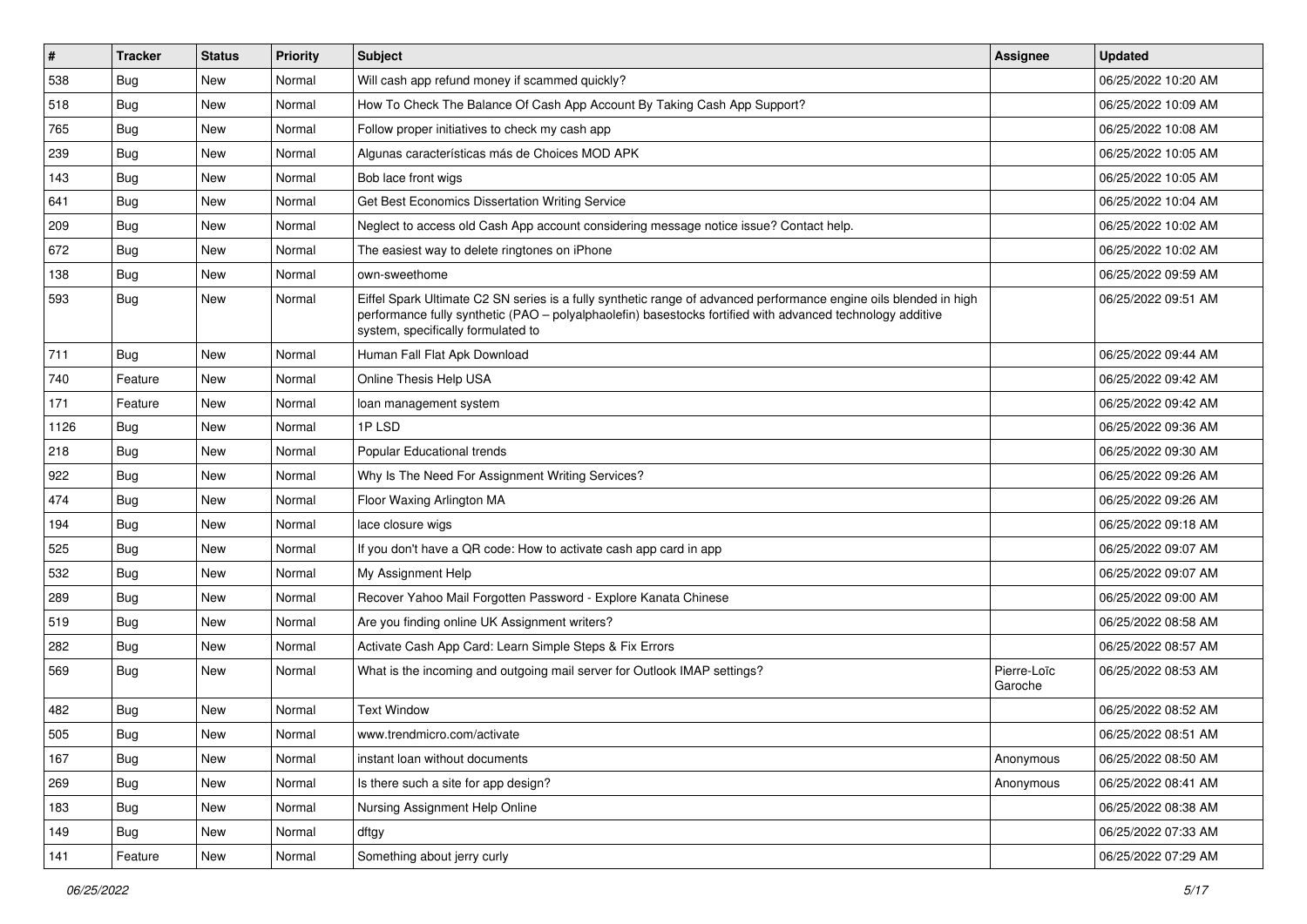| # | Tracker | Status | Priority | Subject | Assignee | Updated |
|---|---|---|---|---|---|---|
| 538 | Bug | New | Normal | Will cash app refund money if scammed quickly? | | 06/25/2022 10:20 AM |
| 518 | Bug | New | Normal | How To Check The Balance Of Cash App Account By Taking Cash App Support? | | 06/25/2022 10:09 AM |
| 765 | Bug | New | Normal | Follow proper initiatives to check my cash app | | 06/25/2022 10:08 AM |
| 239 | Bug | New | Normal | Algunas características más de Choices MOD APK | | 06/25/2022 10:05 AM |
| 143 | Bug | New | Normal | Bob lace front wigs | | 06/25/2022 10:05 AM |
| 641 | Bug | New | Normal | Get Best Economics Dissertation Writing Service | | 06/25/2022 10:04 AM |
| 209 | Bug | New | Normal | Neglect to access old Cash App account considering message notice issue? Contact help. | | 06/25/2022 10:02 AM |
| 672 | Bug | New | Normal | The easiest way to delete ringtones on iPhone | | 06/25/2022 10:02 AM |
| 138 | Bug | New | Normal | own-sweethome | | 06/25/2022 09:59 AM |
| 593 | Bug | New | Normal | Eiffel Spark Ultimate C2 SN series is a fully synthetic range of advanced performance engine oils blended in high performance fully synthetic (PAO – polyalphaolefin) basestocks fortified with advanced technology additive system, specifically formulated to | | 06/25/2022 09:51 AM |
| 711 | Bug | New | Normal | Human Fall Flat Apk Download | | 06/25/2022 09:44 AM |
| 740 | Feature | New | Normal | Online Thesis Help USA | | 06/25/2022 09:42 AM |
| 171 | Feature | New | Normal | loan management system | | 06/25/2022 09:42 AM |
| 1126 | Bug | New | Normal | 1P LSD | | 06/25/2022 09:36 AM |
| 218 | Bug | New | Normal | Popular Educational trends | | 06/25/2022 09:30 AM |
| 922 | Bug | New | Normal | Why Is The Need For Assignment Writing Services? | | 06/25/2022 09:26 AM |
| 474 | Bug | New | Normal | Floor Waxing Arlington MA | | 06/25/2022 09:26 AM |
| 194 | Bug | New | Normal | lace closure wigs | | 06/25/2022 09:18 AM |
| 525 | Bug | New | Normal | If you don't have a QR code: How to activate cash app card in app | | 06/25/2022 09:07 AM |
| 532 | Bug | New | Normal | My Assignment Help | | 06/25/2022 09:07 AM |
| 289 | Bug | New | Normal | Recover Yahoo Mail Forgotten Password - Explore Kanata Chinese | | 06/25/2022 09:00 AM |
| 519 | Bug | New | Normal | Are you finding online UK Assignment writers? | | 06/25/2022 08:58 AM |
| 282 | Bug | New | Normal | Activate Cash App Card: Learn Simple Steps & Fix Errors | | 06/25/2022 08:57 AM |
| 569 | Bug | New | Normal | What is the incoming and outgoing mail server for Outlook IMAP settings? | Pierre-Loïc Garoche | 06/25/2022 08:53 AM |
| 482 | Bug | New | Normal | Text Window | | 06/25/2022 08:52 AM |
| 505 | Bug | New | Normal | www.trendmicro.com/activate | | 06/25/2022 08:51 AM |
| 167 | Bug | New | Normal | instant loan without documents | Anonymous | 06/25/2022 08:50 AM |
| 269 | Bug | New | Normal | Is there such a site for app design? | Anonymous | 06/25/2022 08:41 AM |
| 183 | Bug | New | Normal | Nursing Assignment Help Online | | 06/25/2022 08:38 AM |
| 149 | Bug | New | Normal | dftgy | | 06/25/2022 07:33 AM |
| 141 | Feature | New | Normal | Something about jerry curly | | 06/25/2022 07:29 AM |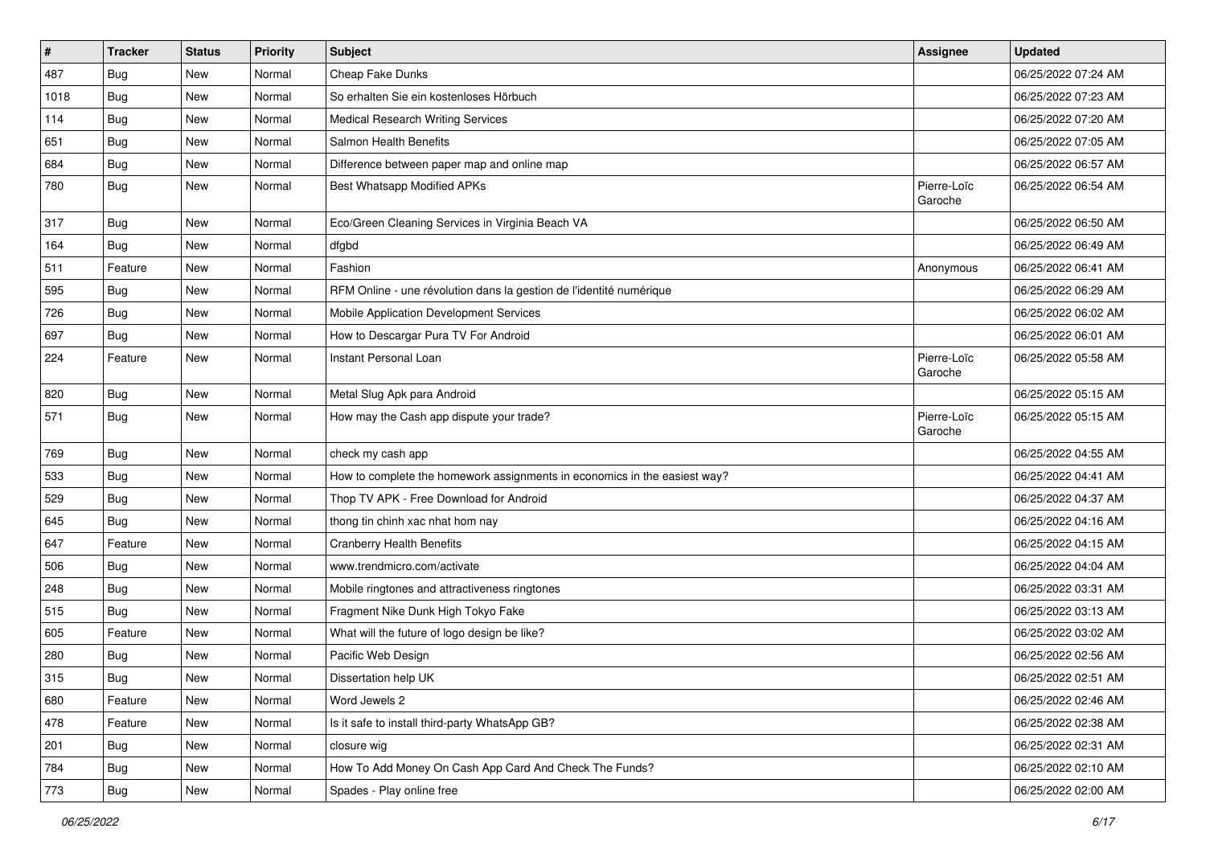| # | Tracker | Status | Priority | Subject | Assignee | Updated |
|---|---|---|---|---|---|---|
| 487 | Bug | New | Normal | Cheap Fake Dunks | | 06/25/2022 07:24 AM |
| 1018 | Bug | New | Normal | So erhalten Sie ein kostenloses Hörbuch | | 06/25/2022 07:23 AM |
| 114 | Bug | New | Normal | Medical Research Writing Services | | 06/25/2022 07:20 AM |
| 651 | Bug | New | Normal | Salmon Health Benefits | | 06/25/2022 07:05 AM |
| 684 | Bug | New | Normal | Difference between paper map and online map | | 06/25/2022 06:57 AM |
| 780 | Bug | New | Normal | Best Whatsapp Modified APKs | Pierre-Loïc Garoche | 06/25/2022 06:54 AM |
| 317 | Bug | New | Normal | Eco/Green Cleaning Services in Virginia Beach VA | | 06/25/2022 06:50 AM |
| 164 | Bug | New | Normal | dfgbd | | 06/25/2022 06:49 AM |
| 511 | Feature | New | Normal | Fashion | Anonymous | 06/25/2022 06:41 AM |
| 595 | Bug | New | Normal | RFM Online - une révolution dans la gestion de l'identité numérique | | 06/25/2022 06:29 AM |
| 726 | Bug | New | Normal | Mobile Application Development Services | | 06/25/2022 06:02 AM |
| 697 | Bug | New | Normal | How to Descargar Pura TV For Android | | 06/25/2022 06:01 AM |
| 224 | Feature | New | Normal | Instant Personal Loan | Pierre-Loïc Garoche | 06/25/2022 05:58 AM |
| 820 | Bug | New | Normal | Metal Slug Apk para Android | | 06/25/2022 05:15 AM |
| 571 | Bug | New | Normal | How may the Cash app dispute your trade? | Pierre-Loïc Garoche | 06/25/2022 05:15 AM |
| 769 | Bug | New | Normal | check my cash app | | 06/25/2022 04:55 AM |
| 533 | Bug | New | Normal | How to complete the homework assignments in economics in the easiest way? | | 06/25/2022 04:41 AM |
| 529 | Bug | New | Normal | Thop TV APK - Free Download for Android | | 06/25/2022 04:37 AM |
| 645 | Bug | New | Normal | thong tin chinh xac nhat hom nay | | 06/25/2022 04:16 AM |
| 647 | Feature | New | Normal | Cranberry Health Benefits | | 06/25/2022 04:15 AM |
| 506 | Bug | New | Normal | www.trendmicro.com/activate | | 06/25/2022 04:04 AM |
| 248 | Bug | New | Normal | Mobile ringtones and attractiveness ringtones | | 06/25/2022 03:31 AM |
| 515 | Bug | New | Normal | Fragment Nike Dunk High Tokyo Fake | | 06/25/2022 03:13 AM |
| 605 | Feature | New | Normal | What will the future of logo design be like? | | 06/25/2022 03:02 AM |
| 280 | Bug | New | Normal | Pacific Web Design | | 06/25/2022 02:56 AM |
| 315 | Bug | New | Normal | Dissertation help UK | | 06/25/2022 02:51 AM |
| 680 | Feature | New | Normal | Word Jewels 2 | | 06/25/2022 02:46 AM |
| 478 | Feature | New | Normal | Is it safe to install third-party WhatsApp GB? | | 06/25/2022 02:38 AM |
| 201 | Bug | New | Normal | closure wig | | 06/25/2022 02:31 AM |
| 784 | Bug | New | Normal | How To Add Money On Cash App Card And Check The Funds? | | 06/25/2022 02:10 AM |
| 773 | Bug | New | Normal | Spades - Play online free | | 06/25/2022 02:00 AM |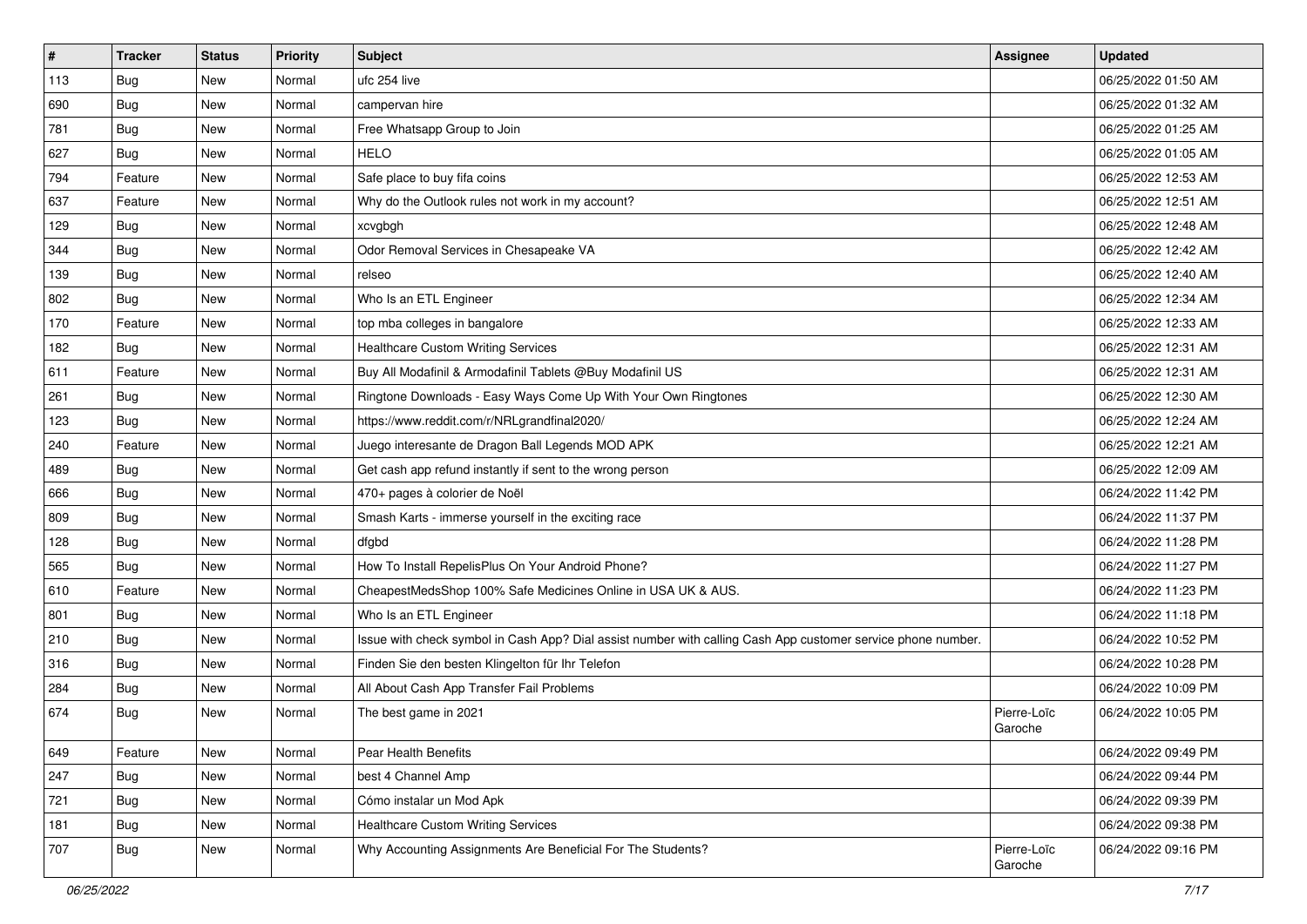| # | Tracker | Status | Priority | Subject | Assignee | Updated |
|---|---|---|---|---|---|---|
| 113 | Bug | New | Normal | ufc 254 live | | 06/25/2022 01:50 AM |
| 690 | Bug | New | Normal | campervan hire | | 06/25/2022 01:32 AM |
| 781 | Bug | New | Normal | Free Whatsapp Group to Join | | 06/25/2022 01:25 AM |
| 627 | Bug | New | Normal | HELO | | 06/25/2022 01:05 AM |
| 794 | Feature | New | Normal | Safe place to buy fifa coins | | 06/25/2022 12:53 AM |
| 637 | Feature | New | Normal | Why do the Outlook rules not work in my account? | | 06/25/2022 12:51 AM |
| 129 | Bug | New | Normal | xcvgbgh | | 06/25/2022 12:48 AM |
| 344 | Bug | New | Normal | Odor Removal Services in Chesapeake VA | | 06/25/2022 12:42 AM |
| 139 | Bug | New | Normal | relseo | | 06/25/2022 12:40 AM |
| 802 | Bug | New | Normal | Who Is an ETL Engineer | | 06/25/2022 12:34 AM |
| 170 | Feature | New | Normal | top mba colleges in bangalore | | 06/25/2022 12:33 AM |
| 182 | Bug | New | Normal | Healthcare Custom Writing Services | | 06/25/2022 12:31 AM |
| 611 | Feature | New | Normal | Buy All Modafinil & Armodafinil Tablets @Buy Modafinil US | | 06/25/2022 12:31 AM |
| 261 | Bug | New | Normal | Ringtone Downloads - Easy Ways Come Up With Your Own Ringtones | | 06/25/2022 12:30 AM |
| 123 | Bug | New | Normal | https://www.reddit.com/r/NRLgrandfinal2020/ | | 06/25/2022 12:24 AM |
| 240 | Feature | New | Normal | Juego interesante de Dragon Ball Legends MOD APK | | 06/25/2022 12:21 AM |
| 489 | Bug | New | Normal | Get cash app refund instantly if sent to the wrong person | | 06/25/2022 12:09 AM |
| 666 | Bug | New | Normal | 470+ pages à colorier de Noël | | 06/24/2022 11:42 PM |
| 809 | Bug | New | Normal | Smash Karts - immerse yourself in the exciting race | | 06/24/2022 11:37 PM |
| 128 | Bug | New | Normal | dfgbd | | 06/24/2022 11:28 PM |
| 565 | Bug | New | Normal | How To Install RepelisPlus On Your Android Phone? | | 06/24/2022 11:27 PM |
| 610 | Feature | New | Normal | CheapestMedsShop 100% Safe Medicines Online in USA UK & AUS. | | 06/24/2022 11:23 PM |
| 801 | Bug | New | Normal | Who Is an ETL Engineer | | 06/24/2022 11:18 PM |
| 210 | Bug | New | Normal | Issue with check symbol in Cash App? Dial assist number with calling Cash App customer service phone number. | | 06/24/2022 10:52 PM |
| 316 | Bug | New | Normal | Finden Sie den besten Klingelton für Ihr Telefon | | 06/24/2022 10:28 PM |
| 284 | Bug | New | Normal | All About Cash App Transfer Fail Problems | | 06/24/2022 10:09 PM |
| 674 | Bug | New | Normal | The best game in 2021 | Pierre-Loïc Garoche | 06/24/2022 10:05 PM |
| 649 | Feature | New | Normal | Pear Health Benefits | | 06/24/2022 09:49 PM |
| 247 | Bug | New | Normal | best 4 Channel Amp | | 06/24/2022 09:44 PM |
| 721 | Bug | New | Normal | Cómo instalar un Mod Apk | | 06/24/2022 09:39 PM |
| 181 | Bug | New | Normal | Healthcare Custom Writing Services | | 06/24/2022 09:38 PM |
| 707 | Bug | New | Normal | Why Accounting Assignments Are Beneficial For The Students? | Pierre-Loïc Garoche | 06/24/2022 09:16 PM |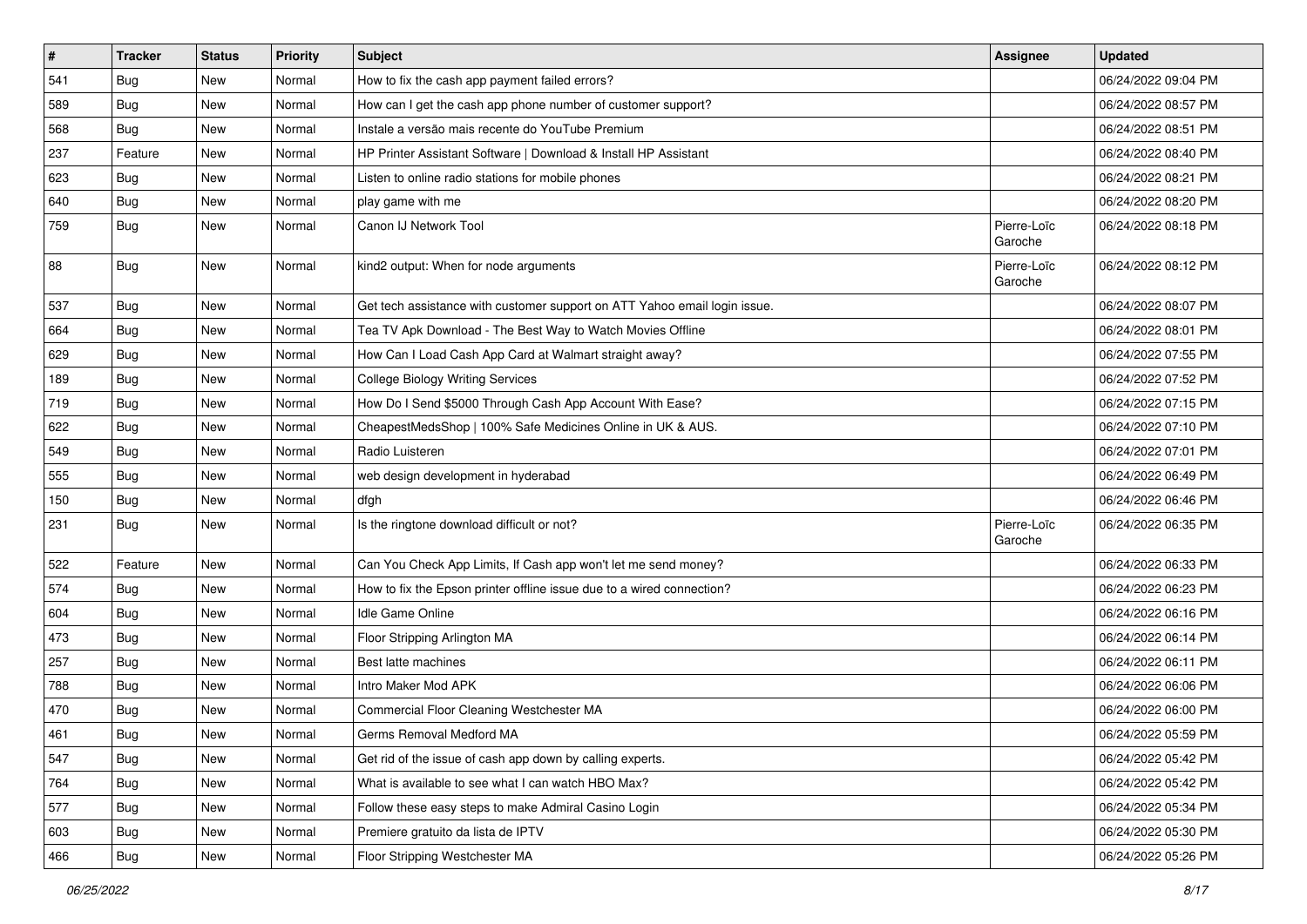| # | Tracker | Status | Priority | Subject | Assignee | Updated |
|---|---|---|---|---|---|---|
| 541 | Bug | New | Normal | How to fix the cash app payment failed errors? | | 06/24/2022 09:04 PM |
| 589 | Bug | New | Normal | How can I get the cash app phone number of customer support? | | 06/24/2022 08:57 PM |
| 568 | Bug | New | Normal | Instale a versão mais recente do YouTube Premium | | 06/24/2022 08:51 PM |
| 237 | Feature | New | Normal | HP Printer Assistant Software \| Download & Install HP Assistant | | 06/24/2022 08:40 PM |
| 623 | Bug | New | Normal | Listen to online radio stations for mobile phones | | 06/24/2022 08:21 PM |
| 640 | Bug | New | Normal | play game with me | | 06/24/2022 08:20 PM |
| 759 | Bug | New | Normal | Canon IJ Network Tool | Pierre-Loïc Garoche | 06/24/2022 08:18 PM |
| 88 | Bug | New | Normal | kind2 output: When for node arguments | Pierre-Loïc Garoche | 06/24/2022 08:12 PM |
| 537 | Bug | New | Normal | Get tech assistance with customer support on ATT Yahoo email login issue. | | 06/24/2022 08:07 PM |
| 664 | Bug | New | Normal | Tea TV Apk Download - The Best Way to Watch Movies Offline | | 06/24/2022 08:01 PM |
| 629 | Bug | New | Normal | How Can I Load Cash App Card at Walmart straight away? | | 06/24/2022 07:55 PM |
| 189 | Bug | New | Normal | College Biology Writing Services | | 06/24/2022 07:52 PM |
| 719 | Bug | New | Normal | How Do I Send $5000 Through Cash App Account With Ease? | | 06/24/2022 07:15 PM |
| 622 | Bug | New | Normal | CheapestMedsShop \| 100% Safe Medicines Online in UK & AUS. | | 06/24/2022 07:10 PM |
| 549 | Bug | New | Normal | Radio Luisteren | | 06/24/2022 07:01 PM |
| 555 | Bug | New | Normal | web design development in hyderabad | | 06/24/2022 06:49 PM |
| 150 | Bug | New | Normal | dfgh | | 06/24/2022 06:46 PM |
| 231 | Bug | New | Normal | Is the ringtone download difficult or not? | Pierre-Loïc Garoche | 06/24/2022 06:35 PM |
| 522 | Feature | New | Normal | Can You Check App Limits, If Cash app won't let me send money? | | 06/24/2022 06:33 PM |
| 574 | Bug | New | Normal | How to fix the Epson printer offline issue due to a wired connection? | | 06/24/2022 06:23 PM |
| 604 | Bug | New | Normal | Idle Game Online | | 06/24/2022 06:16 PM |
| 473 | Bug | New | Normal | Floor Stripping Arlington MA | | 06/24/2022 06:14 PM |
| 257 | Bug | New | Normal | Best latte machines | | 06/24/2022 06:11 PM |
| 788 | Bug | New | Normal | Intro Maker Mod APK | | 06/24/2022 06:06 PM |
| 470 | Bug | New | Normal | Commercial Floor Cleaning Westchester MA | | 06/24/2022 06:00 PM |
| 461 | Bug | New | Normal | Germs Removal Medford MA | | 06/24/2022 05:59 PM |
| 547 | Bug | New | Normal | Get rid of the issue of cash app down by calling experts. | | 06/24/2022 05:42 PM |
| 764 | Bug | New | Normal | What is available to see what I can watch HBO Max? | | 06/24/2022 05:42 PM |
| 577 | Bug | New | Normal | Follow these easy steps to make Admiral Casino Login | | 06/24/2022 05:34 PM |
| 603 | Bug | New | Normal | Premiere gratuito da lista de IPTV | | 06/24/2022 05:30 PM |
| 466 | Bug | New | Normal | Floor Stripping Westchester MA | | 06/24/2022 05:26 PM |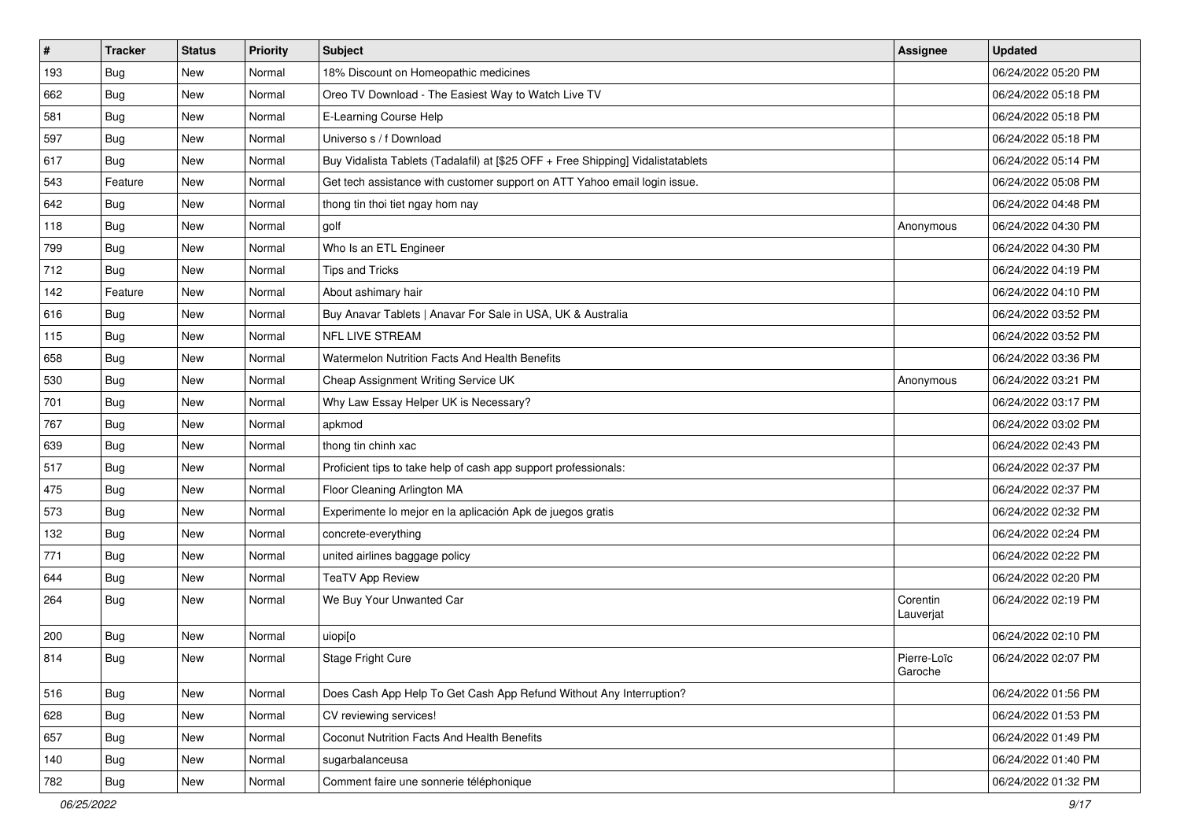| # | Tracker | Status | Priority | Subject | Assignee | Updated |
|---|---|---|---|---|---|---|
| 193 | Bug | New | Normal | 18% Discount on Homeopathic medicines | | 06/24/2022 05:20 PM |
| 662 | Bug | New | Normal | Oreo TV Download - The Easiest Way to Watch Live TV | | 06/24/2022 05:18 PM |
| 581 | Bug | New | Normal | E-Learning Course Help | | 06/24/2022 05:18 PM |
| 597 | Bug | New | Normal | Universo s / f Download | | 06/24/2022 05:18 PM |
| 617 | Bug | New | Normal | Buy Vidalista Tablets (Tadalafil) at [$25 OFF + Free Shipping] Vidalistatablets | | 06/24/2022 05:14 PM |
| 543 | Feature | New | Normal | Get tech assistance with customer support on ATT Yahoo email login issue. | | 06/24/2022 05:08 PM |
| 642 | Bug | New | Normal | thong tin thoi tiet ngay hom nay | | 06/24/2022 04:48 PM |
| 118 | Bug | New | Normal | golf | Anonymous | 06/24/2022 04:30 PM |
| 799 | Bug | New | Normal | Who Is an ETL Engineer | | 06/24/2022 04:30 PM |
| 712 | Bug | New | Normal | Tips and Tricks | | 06/24/2022 04:19 PM |
| 142 | Feature | New | Normal | About ashimary hair | | 06/24/2022 04:10 PM |
| 616 | Bug | New | Normal | Buy Anavar Tablets \| Anavar For Sale in USA, UK & Australia | | 06/24/2022 03:52 PM |
| 115 | Bug | New | Normal | NFL LIVE STREAM | | 06/24/2022 03:52 PM |
| 658 | Bug | New | Normal | Watermelon Nutrition Facts And Health Benefits | | 06/24/2022 03:36 PM |
| 530 | Bug | New | Normal | Cheap Assignment Writing Service UK | Anonymous | 06/24/2022 03:21 PM |
| 701 | Bug | New | Normal | Why Law Essay Helper UK is Necessary? | | 06/24/2022 03:17 PM |
| 767 | Bug | New | Normal | apkmod | | 06/24/2022 03:02 PM |
| 639 | Bug | New | Normal | thong tin chinh xac | | 06/24/2022 02:43 PM |
| 517 | Bug | New | Normal | Proficient tips to take help of cash app support professionals: | | 06/24/2022 02:37 PM |
| 475 | Bug | New | Normal | Floor Cleaning Arlington MA | | 06/24/2022 02:37 PM |
| 573 | Bug | New | Normal | Experimente lo mejor en la aplicación Apk de juegos gratis | | 06/24/2022 02:32 PM |
| 132 | Bug | New | Normal | concrete-everything | | 06/24/2022 02:24 PM |
| 771 | Bug | New | Normal | united airlines baggage policy | | 06/24/2022 02:22 PM |
| 644 | Bug | New | Normal | TeaTV App Review | | 06/24/2022 02:20 PM |
| 264 | Bug | New | Normal | We Buy Your Unwanted Car | Corentin Lauverjat | 06/24/2022 02:19 PM |
| 200 | Bug | New | Normal | uiopi[o | | 06/24/2022 02:10 PM |
| 814 | Bug | New | Normal | Stage Fright Cure | Pierre-Loïc Garoche | 06/24/2022 02:07 PM |
| 516 | Bug | New | Normal | Does Cash App Help To Get Cash App Refund Without Any Interruption? | | 06/24/2022 01:56 PM |
| 628 | Bug | New | Normal | CV reviewing services! | | 06/24/2022 01:53 PM |
| 657 | Bug | New | Normal | Coconut Nutrition Facts And Health Benefits | | 06/24/2022 01:49 PM |
| 140 | Bug | New | Normal | sugarbalanceusa | | 06/24/2022 01:40 PM |
| 782 | Bug | New | Normal | Comment faire une sonnerie téléphonique | | 06/24/2022 01:32 PM |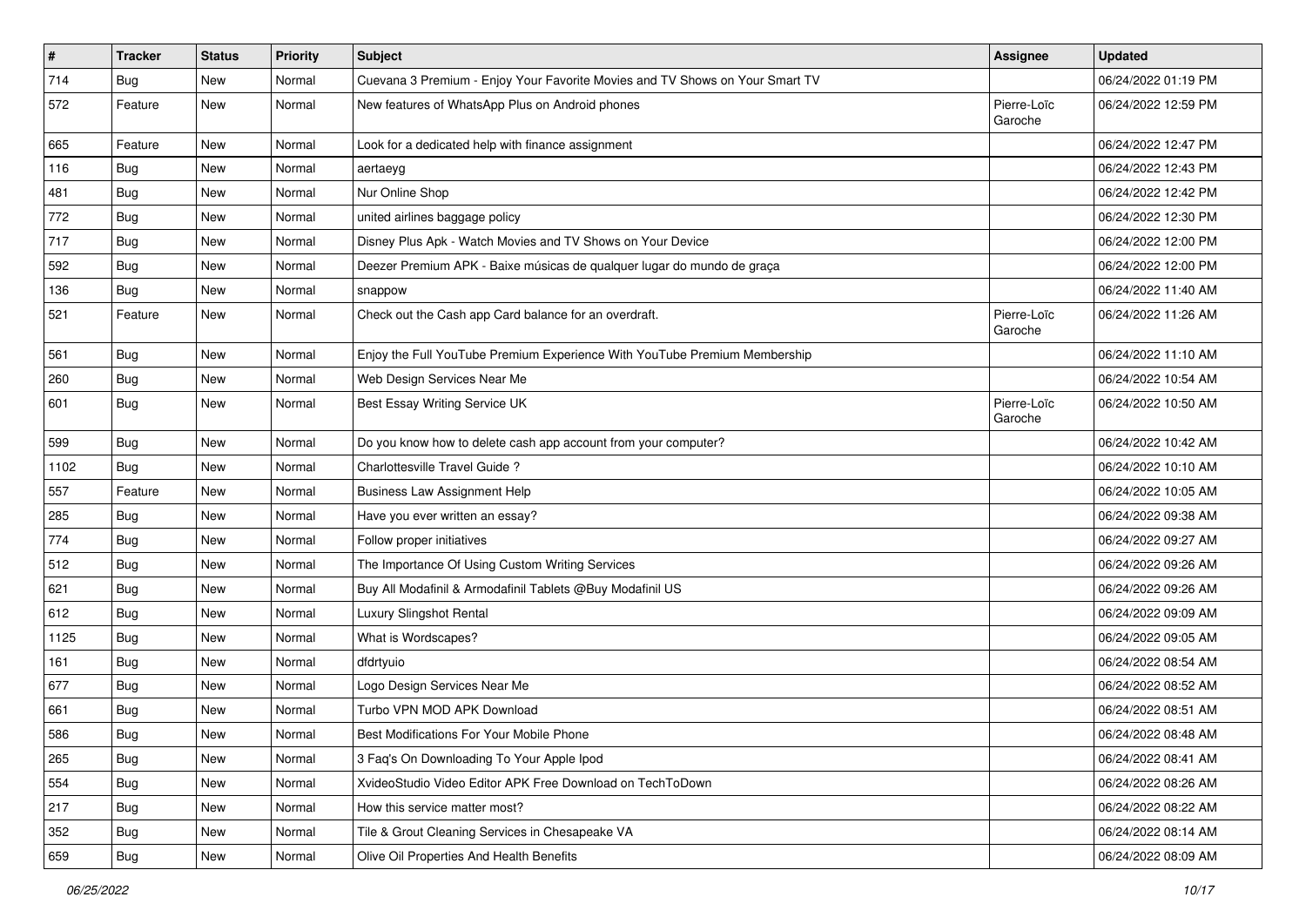| # | Tracker | Status | Priority | Subject | Assignee | Updated |
|---|---|---|---|---|---|---|
| 714 | Bug | New | Normal | Cuevana 3 Premium - Enjoy Your Favorite Movies and TV Shows on Your Smart TV | | 06/24/2022 01:19 PM |
| 572 | Feature | New | Normal | New features of WhatsApp Plus on Android phones | Pierre-Loïc Garoche | 06/24/2022 12:59 PM |
| 665 | Feature | New | Normal | Look for a dedicated help with finance assignment | | 06/24/2022 12:47 PM |
| 116 | Bug | New | Normal | aertaeyg | | 06/24/2022 12:43 PM |
| 481 | Bug | New | Normal | Nur Online Shop | | 06/24/2022 12:42 PM |
| 772 | Bug | New | Normal | united airlines baggage policy | | 06/24/2022 12:30 PM |
| 717 | Bug | New | Normal | Disney Plus Apk - Watch Movies and TV Shows on Your Device | | 06/24/2022 12:00 PM |
| 592 | Bug | New | Normal | Deezer Premium APK - Baixe músicas de qualquer lugar do mundo de graça | | 06/24/2022 12:00 PM |
| 136 | Bug | New | Normal | snappow | | 06/24/2022 11:40 AM |
| 521 | Feature | New | Normal | Check out the Cash app Card balance for an overdraft. | Pierre-Loïc Garoche | 06/24/2022 11:26 AM |
| 561 | Bug | New | Normal | Enjoy the Full YouTube Premium Experience With YouTube Premium Membership | | 06/24/2022 11:10 AM |
| 260 | Bug | New | Normal | Web Design Services Near Me | | 06/24/2022 10:54 AM |
| 601 | Bug | New | Normal | Best Essay Writing Service UK | Pierre-Loïc Garoche | 06/24/2022 10:50 AM |
| 599 | Bug | New | Normal | Do you know how to delete cash app account from your computer? | | 06/24/2022 10:42 AM |
| 1102 | Bug | New | Normal | Charlottesville Travel Guide ? | | 06/24/2022 10:10 AM |
| 557 | Feature | New | Normal | Business Law Assignment Help | | 06/24/2022 10:05 AM |
| 285 | Bug | New | Normal | Have you ever written an essay? | | 06/24/2022 09:38 AM |
| 774 | Bug | New | Normal | Follow proper initiatives | | 06/24/2022 09:27 AM |
| 512 | Bug | New | Normal | The Importance Of Using Custom Writing Services | | 06/24/2022 09:26 AM |
| 621 | Bug | New | Normal | Buy All Modafinil & Armodafinil Tablets @Buy Modafinil US | | 06/24/2022 09:26 AM |
| 612 | Bug | New | Normal | Luxury Slingshot Rental | | 06/24/2022 09:09 AM |
| 1125 | Bug | New | Normal | What is Wordscapes? | | 06/24/2022 09:05 AM |
| 161 | Bug | New | Normal | dfdrtyuio | | 06/24/2022 08:54 AM |
| 677 | Bug | New | Normal | Logo Design Services Near Me | | 06/24/2022 08:52 AM |
| 661 | Bug | New | Normal | Turbo VPN MOD APK Download | | 06/24/2022 08:51 AM |
| 586 | Bug | New | Normal | Best Modifications For Your Mobile Phone | | 06/24/2022 08:48 AM |
| 265 | Bug | New | Normal | 3 Faq's On Downloading To Your Apple Ipod | | 06/24/2022 08:41 AM |
| 554 | Bug | New | Normal | XvideoStudio Video Editor APK Free Download on TechToDown | | 06/24/2022 08:26 AM |
| 217 | Bug | New | Normal | How this service matter most? | | 06/24/2022 08:22 AM |
| 352 | Bug | New | Normal | Tile & Grout Cleaning Services in Chesapeake VA | | 06/24/2022 08:14 AM |
| 659 | Bug | New | Normal | Olive Oil Properties And Health Benefits | | 06/24/2022 08:09 AM |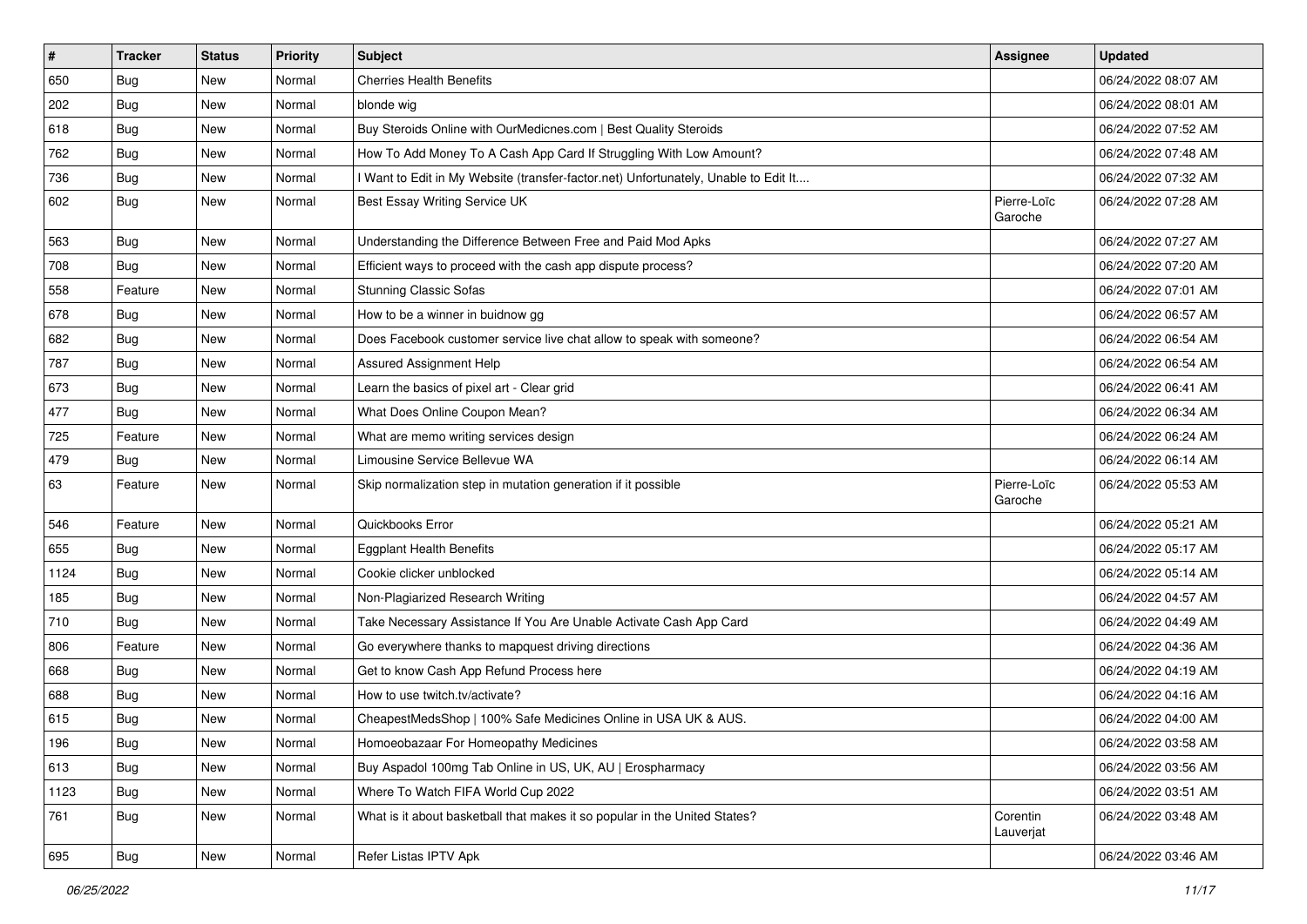| # | Tracker | Status | Priority | Subject | Assignee | Updated |
|---|---|---|---|---|---|---|
| 650 | Bug | New | Normal | Cherries Health Benefits | | 06/24/2022 08:07 AM |
| 202 | Bug | New | Normal | blonde wig | | 06/24/2022 08:01 AM |
| 618 | Bug | New | Normal | Buy Steroids Online with OurMedicnes.com \| Best Quality Steroids | | 06/24/2022 07:52 AM |
| 762 | Bug | New | Normal | How To Add Money To A Cash App Card If Struggling With Low Amount? | | 06/24/2022 07:48 AM |
| 736 | Bug | New | Normal | I Want to Edit in My Website (transfer-factor.net) Unfortunately, Unable to Edit It.... | | 06/24/2022 07:32 AM |
| 602 | Bug | New | Normal | Best Essay Writing Service UK | Pierre-Loïc Garoche | 06/24/2022 07:28 AM |
| 563 | Bug | New | Normal | Understanding the Difference Between Free and Paid Mod Apks | | 06/24/2022 07:27 AM |
| 708 | Bug | New | Normal | Efficient ways to proceed with the cash app dispute process? | | 06/24/2022 07:20 AM |
| 558 | Feature | New | Normal | Stunning Classic Sofas | | 06/24/2022 07:01 AM |
| 678 | Bug | New | Normal | How to be a winner in buidnow gg | | 06/24/2022 06:57 AM |
| 682 | Bug | New | Normal | Does Facebook customer service live chat allow to speak with someone? | | 06/24/2022 06:54 AM |
| 787 | Bug | New | Normal | Assured Assignment Help | | 06/24/2022 06:54 AM |
| 673 | Bug | New | Normal | Learn the basics of pixel art - Clear grid | | 06/24/2022 06:41 AM |
| 477 | Bug | New | Normal | What Does Online Coupon Mean? | | 06/24/2022 06:34 AM |
| 725 | Feature | New | Normal | What are memo writing services design | | 06/24/2022 06:24 AM |
| 479 | Bug | New | Normal | Limousine Service Bellevue WA | | 06/24/2022 06:14 AM |
| 63 | Feature | New | Normal | Skip normalization step in mutation generation if it possible | Pierre-Loïc Garoche | 06/24/2022 05:53 AM |
| 546 | Feature | New | Normal | Quickbooks Error | | 06/24/2022 05:21 AM |
| 655 | Bug | New | Normal | Eggplant Health Benefits | | 06/24/2022 05:17 AM |
| 1124 | Bug | New | Normal | Cookie clicker unblocked | | 06/24/2022 05:14 AM |
| 185 | Bug | New | Normal | Non-Plagiarized Research Writing | | 06/24/2022 04:57 AM |
| 710 | Bug | New | Normal | Take Necessary Assistance If You Are Unable Activate Cash App Card | | 06/24/2022 04:49 AM |
| 806 | Feature | New | Normal | Go everywhere thanks to mapquest driving directions | | 06/24/2022 04:36 AM |
| 668 | Bug | New | Normal | Get to know Cash App Refund Process here | | 06/24/2022 04:19 AM |
| 688 | Bug | New | Normal | How to use twitch.tv/activate? | | 06/24/2022 04:16 AM |
| 615 | Bug | New | Normal | CheapestMedsShop \| 100% Safe Medicines Online in USA UK & AUS. | | 06/24/2022 04:00 AM |
| 196 | Bug | New | Normal | Homoeobazaar For Homeopathy Medicines | | 06/24/2022 03:58 AM |
| 613 | Bug | New | Normal | Buy Aspadol 100mg Tab Online in US, UK, AU \| Erospharmacy | | 06/24/2022 03:56 AM |
| 1123 | Bug | New | Normal | Where To Watch FIFA World Cup 2022 | | 06/24/2022 03:51 AM |
| 761 | Bug | New | Normal | What is it about basketball that makes it so popular in the United States? | Corentin Lauverjat | 06/24/2022 03:48 AM |
| 695 | Bug | New | Normal | Refer Listas IPTV Apk | | 06/24/2022 03:46 AM |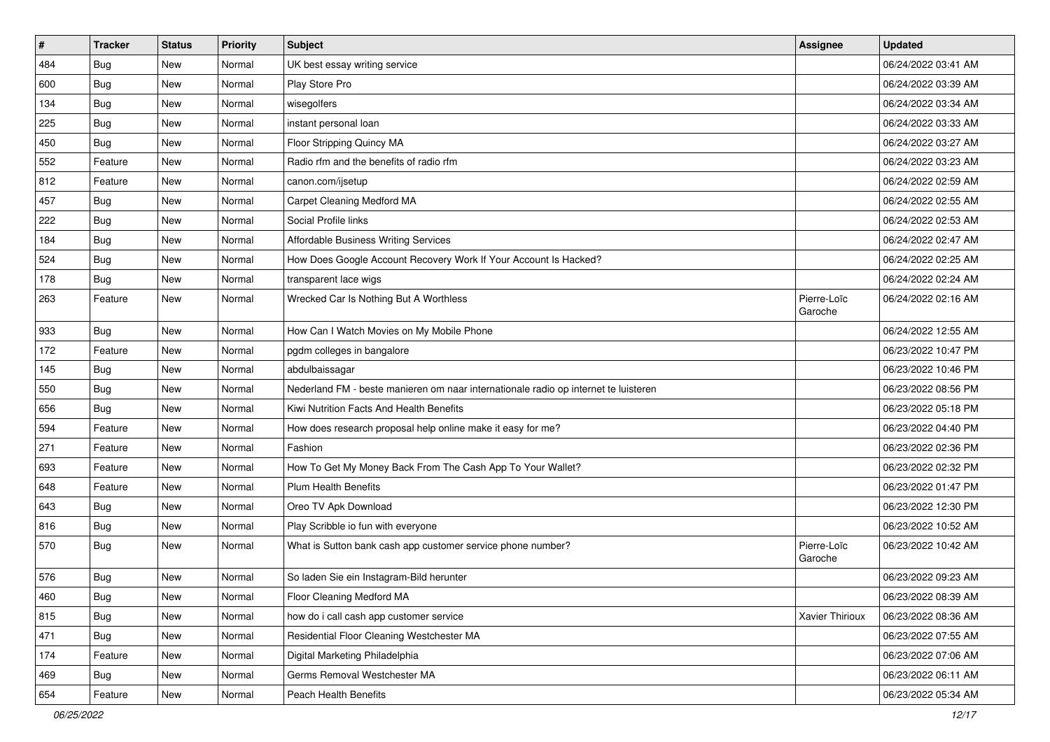| # | Tracker | Status | Priority | Subject | Assignee | Updated |
| --- | --- | --- | --- | --- | --- | --- |
| 484 | Bug | New | Normal | UK best essay writing service | | 06/24/2022 03:41 AM |
| 600 | Bug | New | Normal | Play Store Pro | | 06/24/2022 03:39 AM |
| 134 | Bug | New | Normal | wisegolfers | | 06/24/2022 03:34 AM |
| 225 | Bug | New | Normal | instant personal loan | | 06/24/2022 03:33 AM |
| 450 | Bug | New | Normal | Floor Stripping Quincy MA | | 06/24/2022 03:27 AM |
| 552 | Feature | New | Normal | Radio rfm and the benefits of radio rfm | | 06/24/2022 03:23 AM |
| 812 | Feature | New | Normal | canon.com/ijsetup | | 06/24/2022 02:59 AM |
| 457 | Bug | New | Normal | Carpet Cleaning Medford MA | | 06/24/2022 02:55 AM |
| 222 | Bug | New | Normal | Social Profile links | | 06/24/2022 02:53 AM |
| 184 | Bug | New | Normal | Affordable Business Writing Services | | 06/24/2022 02:47 AM |
| 524 | Bug | New | Normal | How Does Google Account Recovery Work If Your Account Is Hacked? | | 06/24/2022 02:25 AM |
| 178 | Bug | New | Normal | transparent lace wigs | | 06/24/2022 02:24 AM |
| 263 | Feature | New | Normal | Wrecked Car Is Nothing But A Worthless | Pierre-Loïc Garoche | 06/24/2022 02:16 AM |
| 933 | Bug | New | Normal | How Can I Watch Movies on My Mobile Phone | | 06/24/2022 12:55 AM |
| 172 | Feature | New | Normal | pgdm colleges in bangalore | | 06/23/2022 10:47 PM |
| 145 | Bug | New | Normal | abdulbaissagar | | 06/23/2022 10:46 PM |
| 550 | Bug | New | Normal | Nederland FM - beste manieren om naar internationale radio op internet te luisteren | | 06/23/2022 08:56 PM |
| 656 | Bug | New | Normal | Kiwi Nutrition Facts And Health Benefits | | 06/23/2022 05:18 PM |
| 594 | Feature | New | Normal | How does research proposal help online make it easy for me? | | 06/23/2022 04:40 PM |
| 271 | Feature | New | Normal | Fashion | | 06/23/2022 02:36 PM |
| 693 | Feature | New | Normal | How To Get My Money Back From The Cash App To Your Wallet? | | 06/23/2022 02:32 PM |
| 648 | Feature | New | Normal | Plum Health Benefits | | 06/23/2022 01:47 PM |
| 643 | Bug | New | Normal | Oreo TV Apk Download | | 06/23/2022 12:30 PM |
| 816 | Bug | New | Normal | Play Scribble io fun with everyone | | 06/23/2022 10:52 AM |
| 570 | Bug | New | Normal | What is Sutton bank cash app customer service phone number? | Pierre-Loïc Garoche | 06/23/2022 10:42 AM |
| 576 | Bug | New | Normal | So laden Sie ein Instagram-Bild herunter | | 06/23/2022 09:23 AM |
| 460 | Bug | New | Normal | Floor Cleaning Medford MA | | 06/23/2022 08:39 AM |
| 815 | Bug | New | Normal | how do i call cash app customer service | Xavier Thirioux | 06/23/2022 08:36 AM |
| 471 | Bug | New | Normal | Residential Floor Cleaning Westchester MA | | 06/23/2022 07:55 AM |
| 174 | Feature | New | Normal | Digital Marketing Philadelphia | | 06/23/2022 07:06 AM |
| 469 | Bug | New | Normal | Germs Removal Westchester MA | | 06/23/2022 06:11 AM |
| 654 | Feature | New | Normal | Peach Health Benefits | | 06/23/2022 05:34 AM |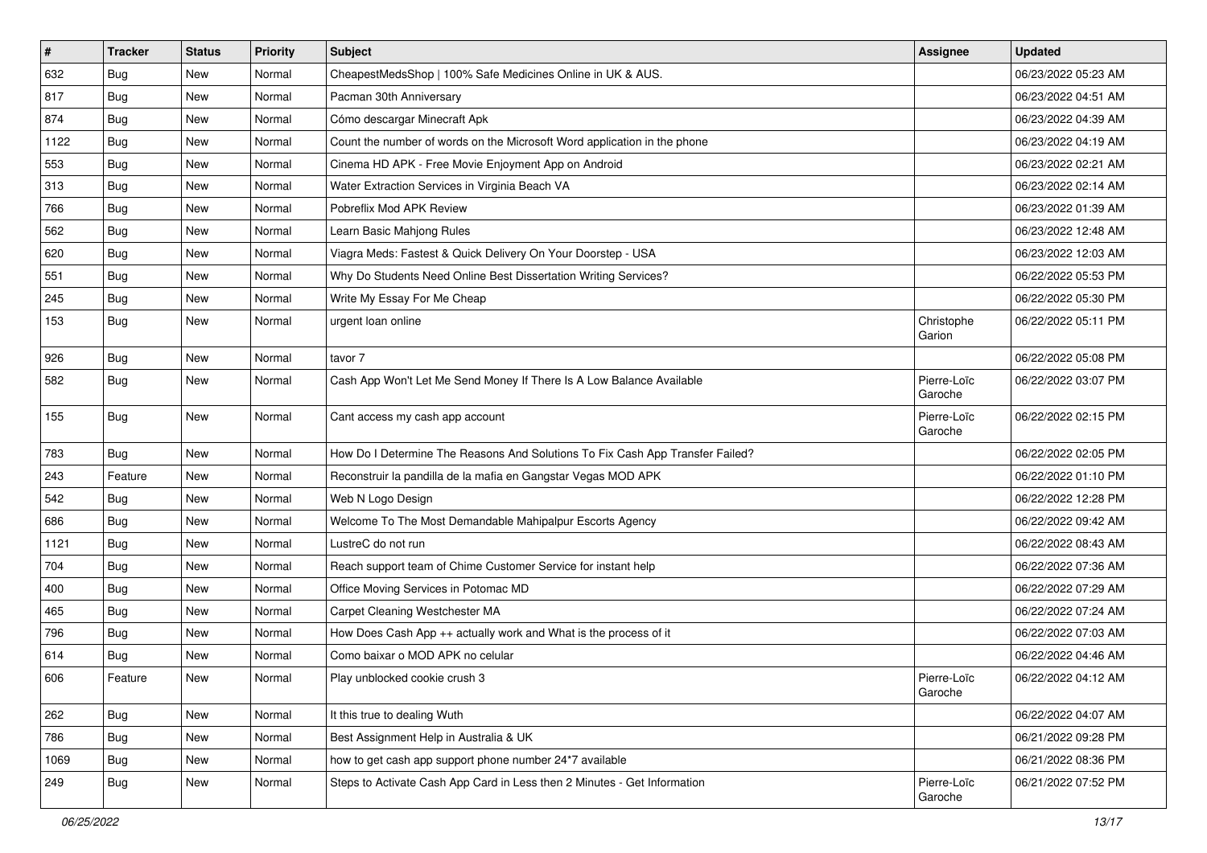| # | Tracker | Status | Priority | Subject | Assignee | Updated |
|---|---|---|---|---|---|---|
| 632 | Bug | New | Normal | CheapestMedsShop \| 100% Safe Medicines Online in UK & AUS. | | 06/23/2022 05:23 AM |
| 817 | Bug | New | Normal | Pacman 30th Anniversary | | 06/23/2022 04:51 AM |
| 874 | Bug | New | Normal | Cómo descargar Minecraft Apk | | 06/23/2022 04:39 AM |
| 1122 | Bug | New | Normal | Count the number of words on the Microsoft Word application in the phone | | 06/23/2022 04:19 AM |
| 553 | Bug | New | Normal | Cinema HD APK - Free Movie Enjoyment App on Android | | 06/23/2022 02:21 AM |
| 313 | Bug | New | Normal | Water Extraction Services in Virginia Beach VA | | 06/23/2022 02:14 AM |
| 766 | Bug | New | Normal | Pobreflix Mod APK Review | | 06/23/2022 01:39 AM |
| 562 | Bug | New | Normal | Learn Basic Mahjong Rules | | 06/23/2022 12:48 AM |
| 620 | Bug | New | Normal | Viagra Meds: Fastest & Quick Delivery On Your Doorstep - USA | | 06/23/2022 12:03 AM |
| 551 | Bug | New | Normal | Why Do Students Need Online Best Dissertation Writing Services? | | 06/22/2022 05:53 PM |
| 245 | Bug | New | Normal | Write My Essay For Me Cheap | | 06/22/2022 05:30 PM |
| 153 | Bug | New | Normal | urgent loan online | Christophe Garion | 06/22/2022 05:11 PM |
| 926 | Bug | New | Normal | tavor 7 | | 06/22/2022 05:08 PM |
| 582 | Bug | New | Normal | Cash App Won't Let Me Send Money If There Is A Low Balance Available | Pierre-Loïc Garoche | 06/22/2022 03:07 PM |
| 155 | Bug | New | Normal | Cant access my cash app account | Pierre-Loïc Garoche | 06/22/2022 02:15 PM |
| 783 | Bug | New | Normal | How Do I Determine The Reasons And Solutions To Fix Cash App Transfer Failed? | | 06/22/2022 02:05 PM |
| 243 | Feature | New | Normal | Reconstruir la pandilla de la mafia en Gangstar Vegas MOD APK | | 06/22/2022 01:10 PM |
| 542 | Bug | New | Normal | Web N Logo Design | | 06/22/2022 12:28 PM |
| 686 | Bug | New | Normal | Welcome To The Most Demandable Mahipalpur Escorts Agency | | 06/22/2022 09:42 AM |
| 1121 | Bug | New | Normal | LustreC do not run | | 06/22/2022 08:43 AM |
| 704 | Bug | New | Normal | Reach support team of Chime Customer Service for instant help | | 06/22/2022 07:36 AM |
| 400 | Bug | New | Normal | Office Moving Services in Potomac MD | | 06/22/2022 07:29 AM |
| 465 | Bug | New | Normal | Carpet Cleaning Westchester MA | | 06/22/2022 07:24 AM |
| 796 | Bug | New | Normal | How Does Cash App ++ actually work and What is the process of it | | 06/22/2022 07:03 AM |
| 614 | Bug | New | Normal | Como baixar o MOD APK no celular | | 06/22/2022 04:46 AM |
| 606 | Feature | New | Normal | Play unblocked cookie crush 3 | Pierre-Loïc Garoche | 06/22/2022 04:12 AM |
| 262 | Bug | New | Normal | It this true to dealing Wuth | | 06/22/2022 04:07 AM |
| 786 | Bug | New | Normal | Best Assignment Help in Australia & UK | | 06/21/2022 09:28 PM |
| 1069 | Bug | New | Normal | how to get cash app support phone number 24*7 available | | 06/21/2022 08:36 PM |
| 249 | Bug | New | Normal | Steps to Activate Cash App Card in Less then 2 Minutes - Get Information | Pierre-Loïc Garoche | 06/21/2022 07:52 PM |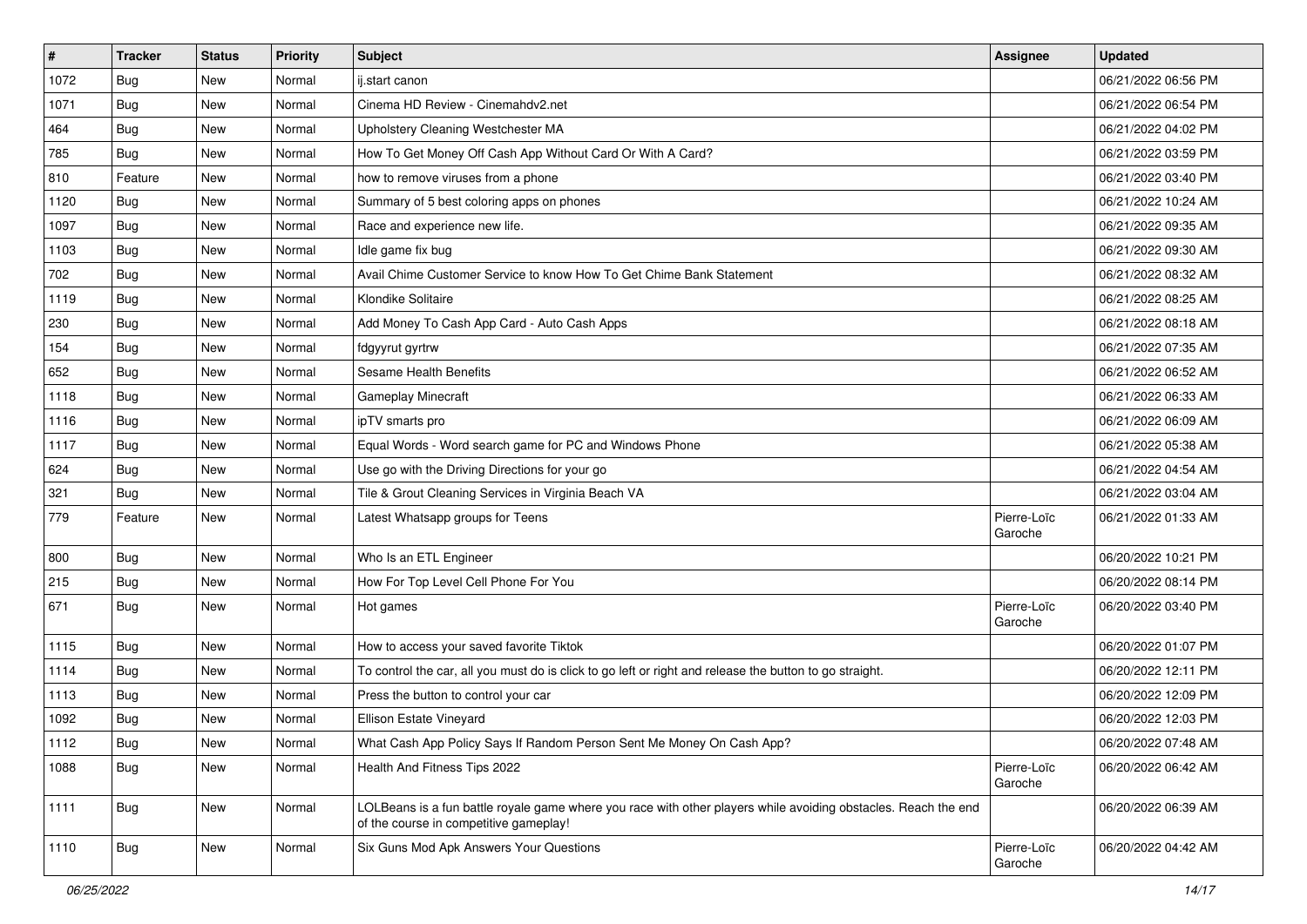| # | Tracker | Status | Priority | Subject | Assignee | Updated |
|---|---|---|---|---|---|---|
| 1072 | Bug | New | Normal | ij.start canon | | 06/21/2022 06:56 PM |
| 1071 | Bug | New | Normal | Cinema HD Review - Cinemahdv2.net | | 06/21/2022 06:54 PM |
| 464 | Bug | New | Normal | Upholstery Cleaning Westchester MA | | 06/21/2022 04:02 PM |
| 785 | Bug | New | Normal | How To Get Money Off Cash App Without Card Or With A Card? | | 06/21/2022 03:59 PM |
| 810 | Feature | New | Normal | how to remove viruses from a phone | | 06/21/2022 03:40 PM |
| 1120 | Bug | New | Normal | Summary of 5 best coloring apps on phones | | 06/21/2022 10:24 AM |
| 1097 | Bug | New | Normal | Race and experience new life. | | 06/21/2022 09:35 AM |
| 1103 | Bug | New | Normal | Idle game fix bug | | 06/21/2022 09:30 AM |
| 702 | Bug | New | Normal | Avail Chime Customer Service to know How To Get Chime Bank Statement | | 06/21/2022 08:32 AM |
| 1119 | Bug | New | Normal | Klondike Solitaire | | 06/21/2022 08:25 AM |
| 230 | Bug | New | Normal | Add Money To Cash App Card - Auto Cash Apps | | 06/21/2022 08:18 AM |
| 154 | Bug | New | Normal | fdgyyrut gyrtrw | | 06/21/2022 07:35 AM |
| 652 | Bug | New | Normal | Sesame Health Benefits | | 06/21/2022 06:52 AM |
| 1118 | Bug | New | Normal | Gameplay Minecraft | | 06/21/2022 06:33 AM |
| 1116 | Bug | New | Normal | ipTV smarts pro | | 06/21/2022 06:09 AM |
| 1117 | Bug | New | Normal | Equal Words - Word search game for PC and Windows Phone | | 06/21/2022 05:38 AM |
| 624 | Bug | New | Normal | Use go with the Driving Directions for your go | | 06/21/2022 04:54 AM |
| 321 | Bug | New | Normal | Tile & Grout Cleaning Services in Virginia Beach VA | | 06/21/2022 03:04 AM |
| 779 | Feature | New | Normal | Latest Whatsapp groups for Teens | Pierre-Loïc Garoche | 06/21/2022 01:33 AM |
| 800 | Bug | New | Normal | Who Is an ETL Engineer | | 06/20/2022 10:21 PM |
| 215 | Bug | New | Normal | How For Top Level Cell Phone For You | | 06/20/2022 08:14 PM |
| 671 | Bug | New | Normal | Hot games | Pierre-Loïc Garoche | 06/20/2022 03:40 PM |
| 1115 | Bug | New | Normal | How to access your saved favorite Tiktok | | 06/20/2022 01:07 PM |
| 1114 | Bug | New | Normal | To control the car, all you must do is click to go left or right and release the button to go straight. | | 06/20/2022 12:11 PM |
| 1113 | Bug | New | Normal | Press the button to control your car | | 06/20/2022 12:09 PM |
| 1092 | Bug | New | Normal | Ellison Estate Vineyard | | 06/20/2022 12:03 PM |
| 1112 | Bug | New | Normal | What Cash App Policy Says If Random Person Sent Me Money On Cash App? | | 06/20/2022 07:48 AM |
| 1088 | Bug | New | Normal | Health And Fitness Tips 2022 | Pierre-Loïc Garoche | 06/20/2022 06:42 AM |
| 1111 | Bug | New | Normal | LOLBeans is a fun battle royale game where you race with other players while avoiding obstacles. Reach the end of the course in competitive gameplay! | | 06/20/2022 06:39 AM |
| 1110 | Bug | New | Normal | Six Guns Mod Apk Answers Your Questions | Pierre-Loïc Garoche | 06/20/2022 04:42 AM |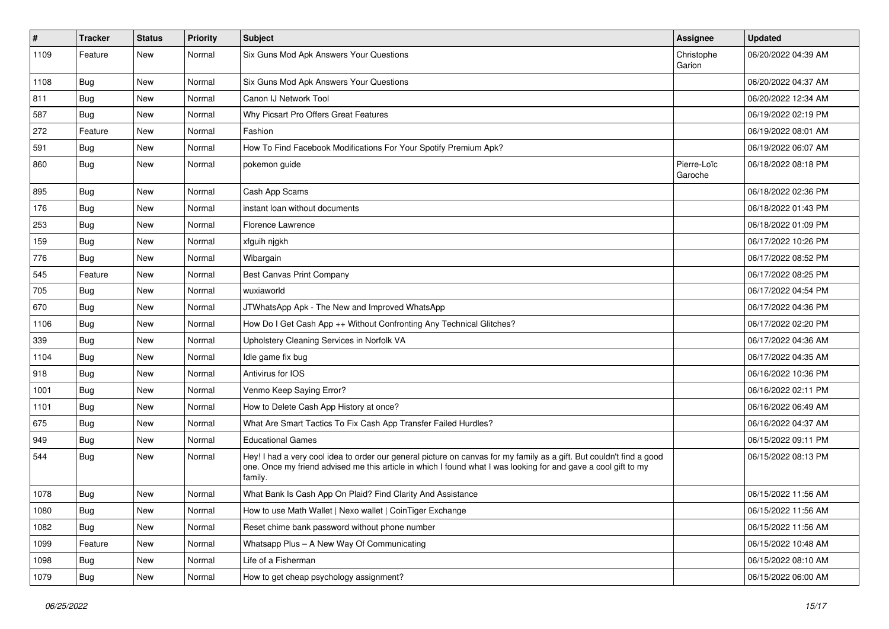| # | Tracker | Status | Priority | Subject | Assignee | Updated |
|---|---|---|---|---|---|---|
| 1109 | Feature | New | Normal | Six Guns Mod Apk Answers Your Questions | Christophe Garion | 06/20/2022 04:39 AM |
| 1108 | Bug | New | Normal | Six Guns Mod Apk Answers Your Questions | | 06/20/2022 04:37 AM |
| 811 | Bug | New | Normal | Canon IJ Network Tool | | 06/20/2022 12:34 AM |
| 587 | Bug | New | Normal | Why Picsart Pro Offers Great Features | | 06/19/2022 02:19 PM |
| 272 | Feature | New | Normal | Fashion | | 06/19/2022 08:01 AM |
| 591 | Bug | New | Normal | How To Find Facebook Modifications For Your Spotify Premium Apk? | | 06/19/2022 06:07 AM |
| 860 | Bug | New | Normal | pokemon guide | Pierre-Loïc Garoche | 06/18/2022 08:18 PM |
| 895 | Bug | New | Normal | Cash App Scams | | 06/18/2022 02:36 PM |
| 176 | Bug | New | Normal | instant loan without documents | | 06/18/2022 01:43 PM |
| 253 | Bug | New | Normal | Florence Lawrence | | 06/18/2022 01:09 PM |
| 159 | Bug | New | Normal | xfguih njgkh | | 06/17/2022 10:26 PM |
| 776 | Bug | New | Normal | Wibargain | | 06/17/2022 08:52 PM |
| 545 | Feature | New | Normal | Best Canvas Print Company | | 06/17/2022 08:25 PM |
| 705 | Bug | New | Normal | wuxiaworld | | 06/17/2022 04:54 PM |
| 670 | Bug | New | Normal | JTWhatsApp Apk - The New and Improved WhatsApp | | 06/17/2022 04:36 PM |
| 1106 | Bug | New | Normal | How Do I Get Cash App ++ Without Confronting Any Technical Glitches? | | 06/17/2022 02:20 PM |
| 339 | Bug | New | Normal | Upholstery Cleaning Services in Norfolk VA | | 06/17/2022 04:36 AM |
| 1104 | Bug | New | Normal | Idle game fix bug | | 06/17/2022 04:35 AM |
| 918 | Bug | New | Normal | Antivirus for IOS | | 06/16/2022 10:36 PM |
| 1001 | Bug | New | Normal | Venmo Keep Saying Error? | | 06/16/2022 02:11 PM |
| 1101 | Bug | New | Normal | How to Delete Cash App History at once? | | 06/16/2022 06:49 AM |
| 675 | Bug | New | Normal | What Are Smart Tactics To Fix Cash App Transfer Failed Hurdles? | | 06/16/2022 04:37 AM |
| 949 | Bug | New | Normal | Educational Games | | 06/15/2022 09:11 PM |
| 544 | Bug | New | Normal | Hey! I had a very cool idea to order our general picture on canvas for my family as a gift. But couldn't find a good one. Once my friend advised me this article in which I found what I was looking for and gave a cool gift to my family. | | 06/15/2022 08:13 PM |
| 1078 | Bug | New | Normal | What Bank Is Cash App On Plaid? Find Clarity And Assistance | | 06/15/2022 11:56 AM |
| 1080 | Bug | New | Normal | How to use Math Wallet \| Nexo wallet \| CoinTiger Exchange | | 06/15/2022 11:56 AM |
| 1082 | Bug | New | Normal | Reset chime bank password without phone number | | 06/15/2022 11:56 AM |
| 1099 | Feature | New | Normal | Whatsapp Plus – A New Way Of Communicating | | 06/15/2022 10:48 AM |
| 1098 | Bug | New | Normal | Life of a Fisherman | | 06/15/2022 08:10 AM |
| 1079 | Bug | New | Normal | How to get cheap psychology assignment? | | 06/15/2022 06:00 AM |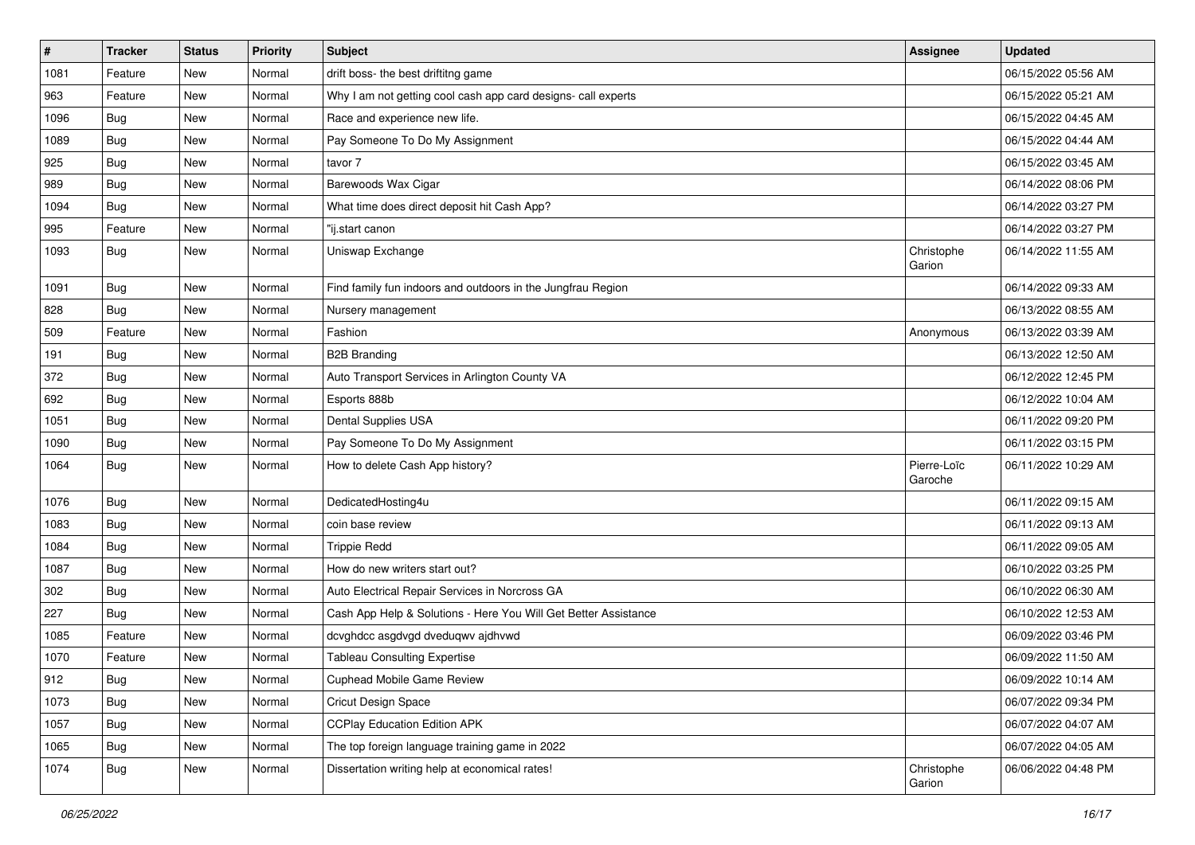| # | Tracker | Status | Priority | Subject | Assignee | Updated |
|---|---|---|---|---|---|---|
| 1081 | Feature | New | Normal | drift boss- the best driftitng game | | 06/15/2022 05:56 AM |
| 963 | Feature | New | Normal | Why I am not getting cool cash app card designs- call experts | | 06/15/2022 05:21 AM |
| 1096 | Bug | New | Normal | Race and experience new life. | | 06/15/2022 04:45 AM |
| 1089 | Bug | New | Normal | Pay Someone To Do My Assignment | | 06/15/2022 04:44 AM |
| 925 | Bug | New | Normal | tavor 7 | | 06/15/2022 03:45 AM |
| 989 | Bug | New | Normal | Barewoods Wax Cigar | | 06/14/2022 08:06 PM |
| 1094 | Bug | New | Normal | What time does direct deposit hit Cash App? | | 06/14/2022 03:27 PM |
| 995 | Feature | New | Normal | "ij.start canon | | 06/14/2022 03:27 PM |
| 1093 | Bug | New | Normal | Uniswap Exchange | Christophe Garion | 06/14/2022 11:55 AM |
| 1091 | Bug | New | Normal | Find family fun indoors and outdoors in the Jungfrau Region | | 06/14/2022 09:33 AM |
| 828 | Bug | New | Normal | Nursery management | | 06/13/2022 08:55 AM |
| 509 | Feature | New | Normal | Fashion | Anonymous | 06/13/2022 03:39 AM |
| 191 | Bug | New | Normal | B2B Branding | | 06/13/2022 12:50 AM |
| 372 | Bug | New | Normal | Auto Transport Services in Arlington County VA | | 06/12/2022 12:45 PM |
| 692 | Bug | New | Normal | Esports 888b | | 06/12/2022 10:04 AM |
| 1051 | Bug | New | Normal | Dental Supplies USA | | 06/11/2022 09:20 PM |
| 1090 | Bug | New | Normal | Pay Someone To Do My Assignment | | 06/11/2022 03:15 PM |
| 1064 | Bug | New | Normal | How to delete Cash App history? | Pierre-Loïc Garoche | 06/11/2022 10:29 AM |
| 1076 | Bug | New | Normal | DedicatedHosting4u | | 06/11/2022 09:15 AM |
| 1083 | Bug | New | Normal | coin base review | | 06/11/2022 09:13 AM |
| 1084 | Bug | New | Normal | Trippie Redd | | 06/11/2022 09:05 AM |
| 1087 | Bug | New | Normal | How do new writers start out? | | 06/10/2022 03:25 PM |
| 302 | Bug | New | Normal | Auto Electrical Repair Services in Norcross GA | | 06/10/2022 06:30 AM |
| 227 | Bug | New | Normal | Cash App Help & Solutions - Here You Will Get Better Assistance | | 06/10/2022 12:53 AM |
| 1085 | Feature | New | Normal | dcvghdcc asgdvgd dveduqwv ajdhvwd | | 06/09/2022 03:46 PM |
| 1070 | Feature | New | Normal | Tableau Consulting Expertise | | 06/09/2022 11:50 AM |
| 912 | Bug | New | Normal | Cuphead Mobile Game Review | | 06/09/2022 10:14 AM |
| 1073 | Bug | New | Normal | Cricut Design Space | | 06/07/2022 09:34 PM |
| 1057 | Bug | New | Normal | CCPlay Education Edition APK | | 06/07/2022 04:07 AM |
| 1065 | Bug | New | Normal | The top foreign language training game in 2022 | | 06/07/2022 04:05 AM |
| 1074 | Bug | New | Normal | Dissertation writing help at economical rates! | Christophe Garion | 06/06/2022 04:48 PM |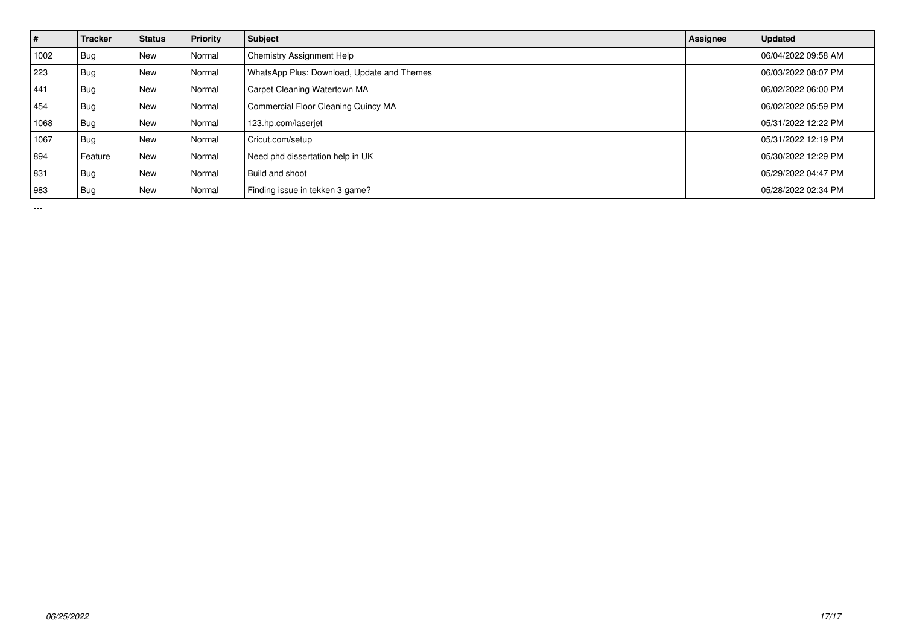| # | Tracker | Status | Priority | Subject | Assignee | Updated |
|---|---|---|---|---|---|---|
| 1002 | Bug | New | Normal | Chemistry Assignment Help | | 06/04/2022 09:58 AM |
| 223 | Bug | New | Normal | WhatsApp Plus: Download, Update and Themes | | 06/03/2022 08:07 PM |
| 441 | Bug | New | Normal | Carpet Cleaning Watertown MA | | 06/02/2022 06:00 PM |
| 454 | Bug | New | Normal | Commercial Floor Cleaning Quincy MA | | 06/02/2022 05:59 PM |
| 1068 | Bug | New | Normal | 123.hp.com/laserjet | | 05/31/2022 12:22 PM |
| 1067 | Bug | New | Normal | Cricut.com/setup | | 05/31/2022 12:19 PM |
| 894 | Feature | New | Normal | Need phd dissertation help in UK | | 05/30/2022 12:29 PM |
| 831 | Bug | New | Normal | Build and shoot | | 05/29/2022 04:47 PM |
| 983 | Bug | New | Normal | Finding issue in tekken 3 game? | | 05/28/2022 02:34 PM |

...